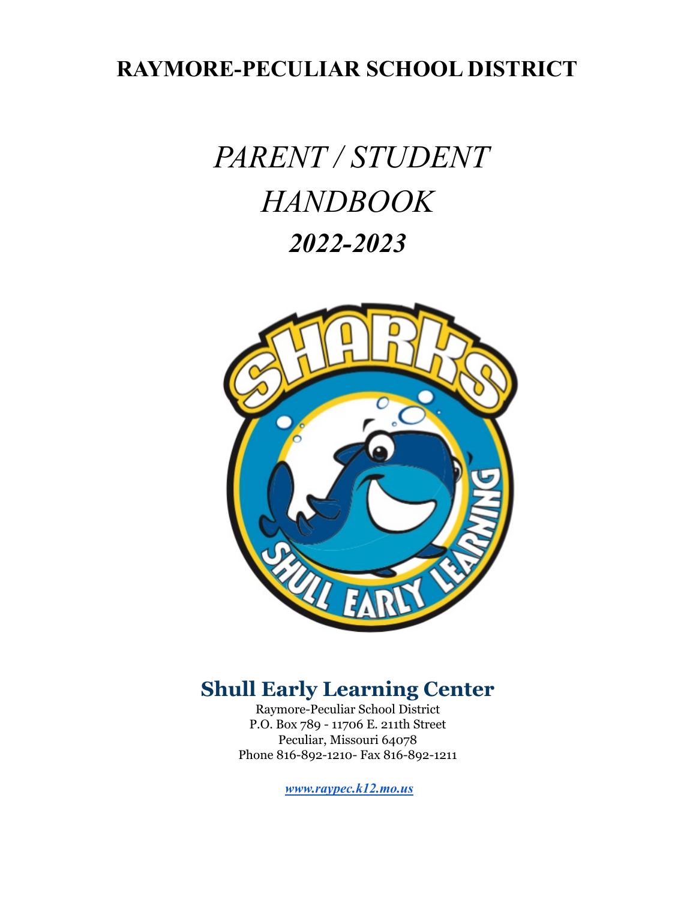# RAYMORE-PECULIAR SCHOOL DISTRICT

# *PARENT / STUDENT HANDBOOK*

## ***2022-2023***

## Shull Early Learning Center

Raymore-Peculiar School District
P.O. Box 789 - 11706 E. 211th Street
Peculiar, Missouri 64078
Phone 816-892-1210- Fax 816-892-1211

***www.raypec.k12.mo.us***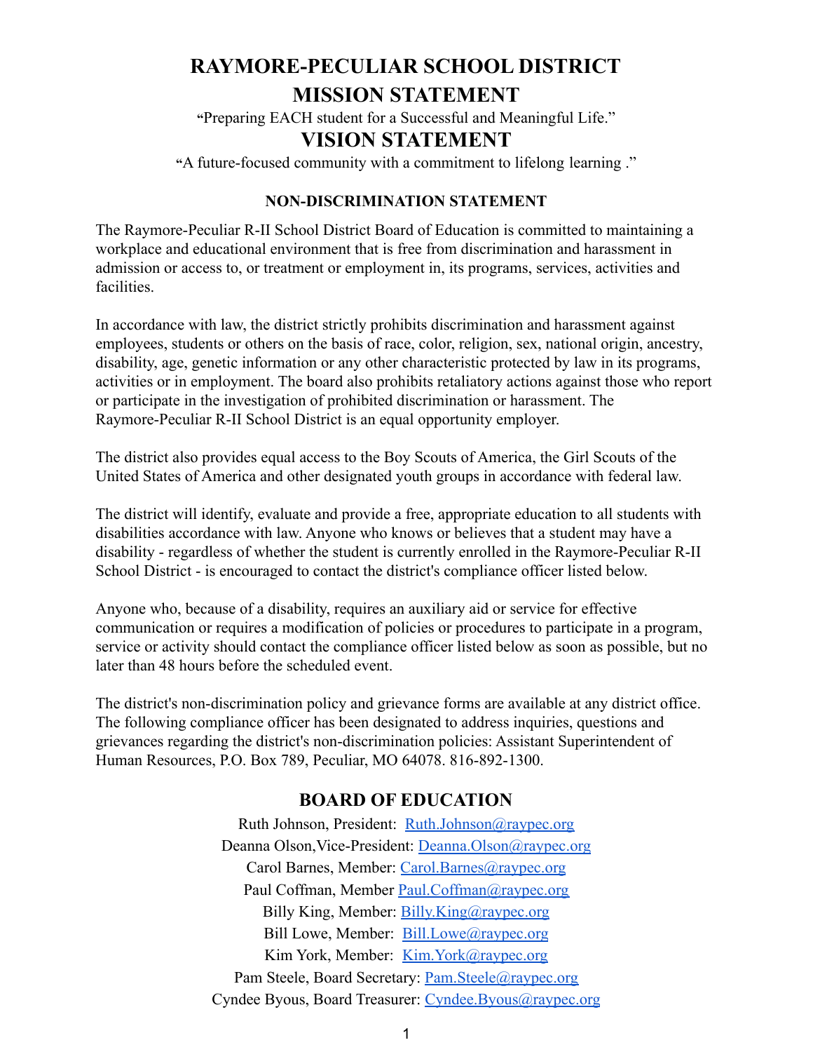# RAYMORE-PECULIAR SCHOOL DISTRICT

## MISSION STATEMENT

"Preparing EACH student for a Successful and Meaningful Life."

## VISION STATEMENT

"A future-focused community with a commitment to lifelong learning ."

### NON-DISCRIMINATION STATEMENT

The Raymore-Peculiar R-II School District Board of Education is committed to maintaining a workplace and educational environment that is free from discrimination and harassment in admission or access to, or treatment or employment in, its programs, services, activities and facilities.

In accordance with law, the district strictly prohibits discrimination and harassment against employees, students or others on the basis of race, color, religion, sex, national origin, ancestry, disability, age, genetic information or any other characteristic protected by law in its programs, activities or in employment. The board also prohibits retaliatory actions against those who report or participate in the investigation of prohibited discrimination or harassment. The Raymore-Peculiar R-II School District is an equal opportunity employer.

The district also provides equal access to the Boy Scouts of America, the Girl Scouts of the United States of America and other designated youth groups in accordance with federal law.

The district will identify, evaluate and provide a free, appropriate education to all students with disabilities accordance with law. Anyone who knows or believes that a student may have a disability - regardless of whether the student is currently enrolled in the Raymore-Peculiar R-II School District - is encouraged to contact the district's compliance officer listed below.

Anyone who, because of a disability, requires an auxiliary aid or service for effective communication or requires a modification of policies or procedures to participate in a program, service or activity should contact the compliance officer listed below as soon as possible, but no later than 48 hours before the scheduled event.

The district's non-discrimination policy and grievance forms are available at any district office. The following compliance officer has been designated to address inquiries, questions and grievances regarding the district's non-discrimination policies: Assistant Superintendent of Human Resources, P.O. Box 789, Peculiar, MO 64078. 816-892-1300.

## BOARD OF EDUCATION

Ruth Johnson, President: Ruth.Johnson@raypec.org
Deanna Olson,Vice-President: Deanna.Olson@raypec.org
Carol Barnes, Member: Carol.Barnes@raypec.org
Paul Coffman, Member Paul.Coffman@raypec.org
Billy King, Member: Billy.King@raypec.org
Bill Lowe, Member: Bill.Lowe@raypec.org
Kim York, Member: Kim.York@raypec.org
Pam Steele, Board Secretary: Pam.Steele@raypec.org
Cyndee Byous, Board Treasurer: Cyndee.Byous@raypec.org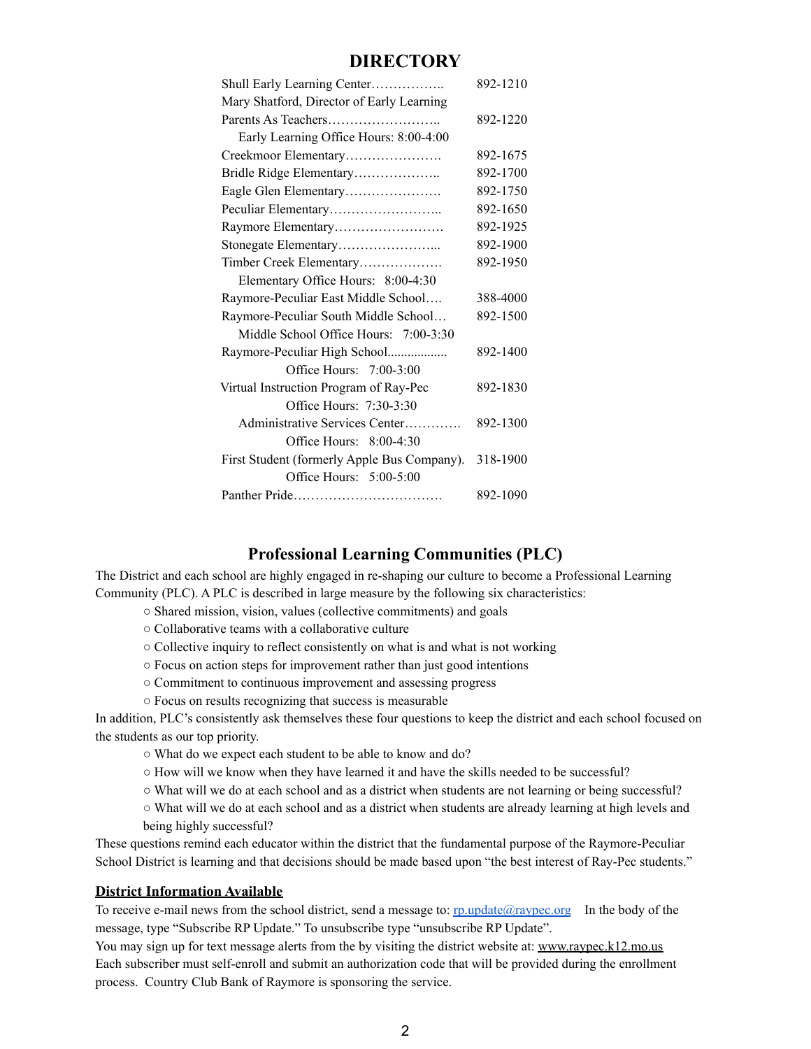# DIRECTORY

| | |
|---|---|
| Shull Early Learning Center…………….. | 892-1210 |
| Mary Shatford, Director of Early Learning | |
| Parents As Teachers…………………….. | 892-1220 |
| Early Learning Office Hours: 8:00-4:00 | |
| Creekmoor Elementary…………………. | 892-1675 |
| Bridle Ridge Elementary……………….. | 892-1700 |
| Eagle Glen Elementary…………………. | 892-1750 |
| Peculiar Elementary…………………….. | 892-1650 |
| Raymore Elementary……………………. | 892-1925 |
| Stonegate Elementary…………………... | 892-1900 |
| Timber Creek Elementary………………. | 892-1950 |
| Elementary Office Hours: 8:00-4:30 | |
| Raymore-Peculiar East Middle School…. | 388-4000 |
| Raymore-Peculiar South Middle School… | 892-1500 |
| Middle School Office Hours: 7:00-3:30 | |
| Raymore-Peculiar High School................. | 892-1400 |
| Office Hours: 7:00-3:00 | |
| Virtual Instruction Program of Ray-Pec | 892-1830 |
| Office Hours: 7:30-3:30 | |
| Administrative Services Center…………. | 892-1300 |
| Office Hours: 8:00-4:30 | |
| First Student (formerly Apple Bus Company). | 318-1900 |
| Office Hours: 5:00-5:00 | |
| Panther Pride……………………………. | 892-1090 |

## Professional Learning Communities (PLC)

The District and each school are highly engaged in re-shaping our culture to become a Professional Learning Community (PLC). A PLC is described in large measure by the following six characteristics:

- Shared mission, vision, values (collective commitments) and goals
- Collaborative teams with a collaborative culture
- Collective inquiry to reflect consistently on what is and what is not working
- Focus on action steps for improvement rather than just good intentions
- Commitment to continuous improvement and assessing progress
- Focus on results recognizing that success is measurable

In addition, PLC's consistently ask themselves these four questions to keep the district and each school focused on the students as our top priority.

- What do we expect each student to be able to know and do?
- How will we know when they have learned it and have the skills needed to be successful?
- What will we do at each school and as a district when students are not learning or being successful?
- What will we do at each school and as a district when students are already learning at high levels and being highly successful?

These questions remind each educator within the district that the fundamental purpose of the Raymore-Peculiar School District is learning and that decisions should be made based upon "the best interest of Ray-Pec students."

**District Information Available**

To receive e-mail news from the school district, send a message to: rp.update@raypec.org In the body of the message, type "Subscribe RP Update." To unsubscribe type "unsubscribe RP Update".
You may sign up for text message alerts from the by visiting the district website at: www.raypec.k12.mo.us
Each subscriber must self-enroll and submit an authorization code that will be provided during the enrollment process. Country Club Bank of Raymore is sponsoring the service.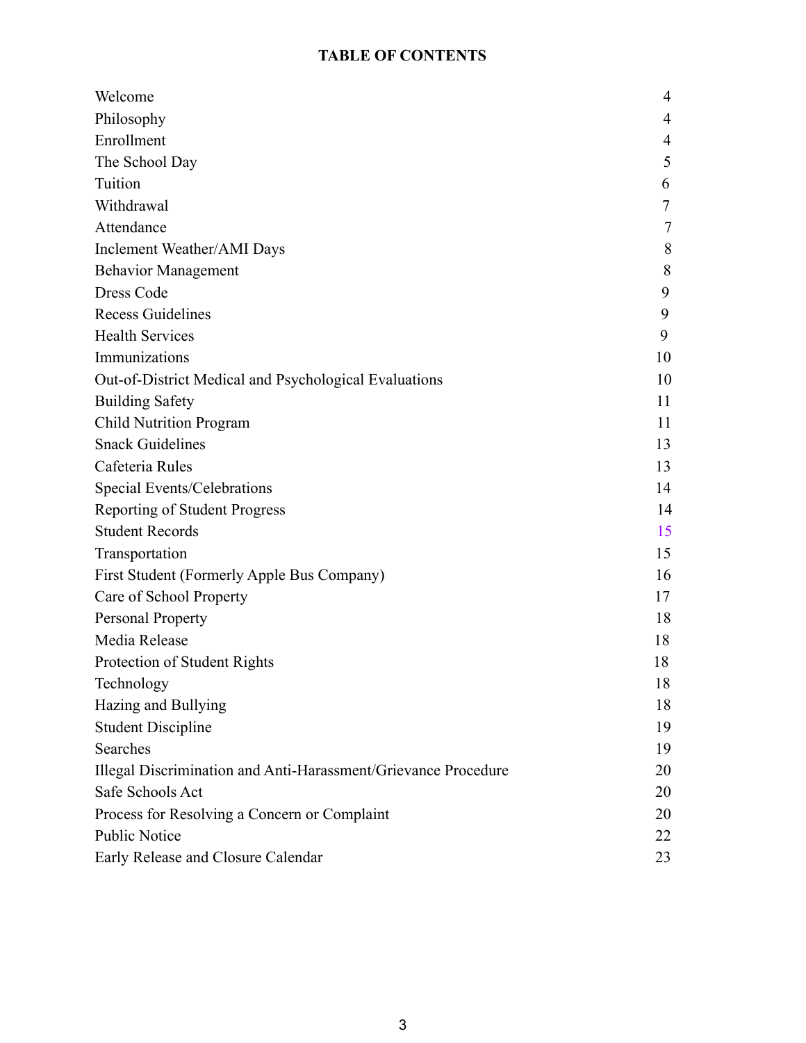# TABLE OF CONTENTS

| | |
|---|---|
| Welcome | 4 |
| Philosophy | 4 |
| Enrollment | 4 |
| The School Day | 5 |
| Tuition | 6 |
| Withdrawal | 7 |
| Attendance | 7 |
| Inclement Weather/AMI Days | 8 |
| Behavior Management | 8 |
| Dress Code | 9 |
| Recess Guidelines | 9 |
| Health Services | 9 |
| Immunizations | 10 |
| Out-of-District Medical and Psychological Evaluations | 10 |
| Building Safety | 11 |
| Child Nutrition Program | 11 |
| Snack Guidelines | 13 |
| Cafeteria Rules | 13 |
| Special Events/Celebrations | 14 |
| Reporting of Student Progress | 14 |
| Student Records | 15 |
| Transportation | 15 |
| First Student (Formerly Apple Bus Company) | 16 |
| Care of School Property | 17 |
| Personal Property | 18 |
| Media Release | 18 |
| Protection of Student Rights | 18 |
| Technology | 18 |
| Hazing and Bullying | 18 |
| Student Discipline | 19 |
| Searches | 19 |
| Illegal Discrimination and Anti-Harassment/Grievance Procedure | 20 |
| Safe Schools Act | 20 |
| Process for Resolving a Concern or Complaint | 20 |
| Public Notice | 22 |
| Early Release and Closure Calendar | 23 |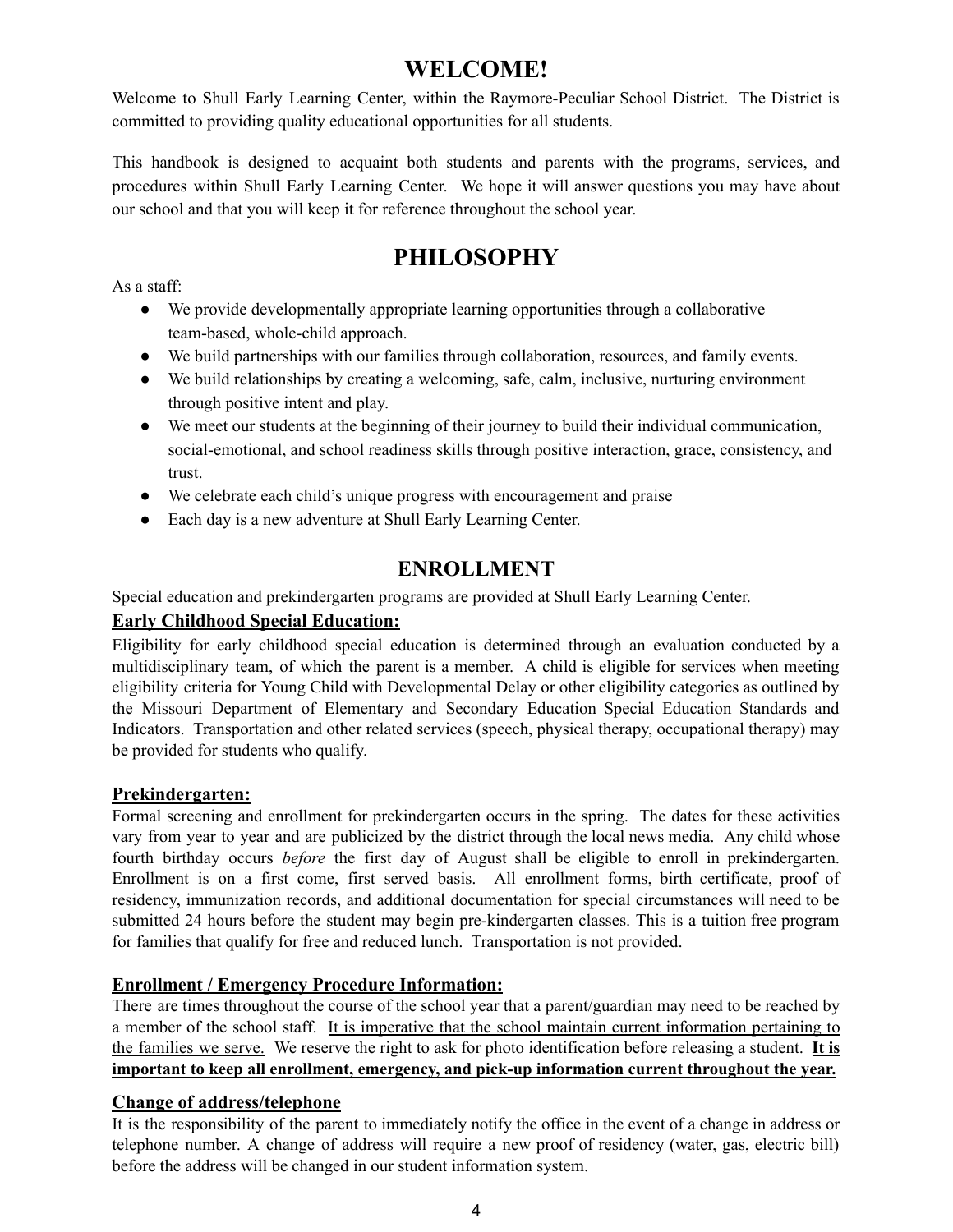# WELCOME!

Welcome to Shull Early Learning Center, within the Raymore-Peculiar School District. The District is committed to providing quality educational opportunities for all students.

This handbook is designed to acquaint both students and parents with the programs, services, and procedures within Shull Early Learning Center. We hope it will answer questions you may have about our school and that you will keep it for reference throughout the school year.

# PHILOSOPHY

As a staff:

- We provide developmentally appropriate learning opportunities through a collaborative team-based, whole-child approach.
- We build partnerships with our families through collaboration, resources, and family events.
- We build relationships by creating a welcoming, safe, calm, inclusive, nurturing environment through positive intent and play.
- We meet our students at the beginning of their journey to build their individual communication, social-emotional, and school readiness skills through positive interaction, grace, consistency, and trust.
- We celebrate each child's unique progress with encouragement and praise
- Each day is a new adventure at Shull Early Learning Center.

## ENROLLMENT

Special education and prekindergarten programs are provided at Shull Early Learning Center.

### Early Childhood Special Education:

Eligibility for early childhood special education is determined through an evaluation conducted by a multidisciplinary team, of which the parent is a member. A child is eligible for services when meeting eligibility criteria for Young Child with Developmental Delay or other eligibility categories as outlined by the Missouri Department of Elementary and Secondary Education Special Education Standards and Indicators. Transportation and other related services (speech, physical therapy, occupational therapy) may be provided for students who qualify.

### Prekindergarten:

Formal screening and enrollment for prekindergarten occurs in the spring. The dates for these activities vary from year to year and are publicized by the district through the local news media. Any child whose fourth birthday occurs *before* the first day of August shall be eligible to enroll in prekindergarten. Enrollment is on a first come, first served basis. All enrollment forms, birth certificate, proof of residency, immunization records, and additional documentation for special circumstances will need to be submitted 24 hours before the student may begin pre-kindergarten classes. This is a tuition free program for families that qualify for free and reduced lunch. Transportation is not provided.

### Enrollment / Emergency Procedure Information:

There are times throughout the course of the school year that a parent/guardian may need to be reached by a member of the school staff. It is imperative that the school maintain current information pertaining to the families we serve. We reserve the right to ask for photo identification before releasing a student. **It is important to keep all enrollment, emergency, and pick-up information current throughout the year.**

### Change of address/telephone

It is the responsibility of the parent to immediately notify the office in the event of a change in address or telephone number. A change of address will require a new proof of residency (water, gas, electric bill) before the address will be changed in our student information system.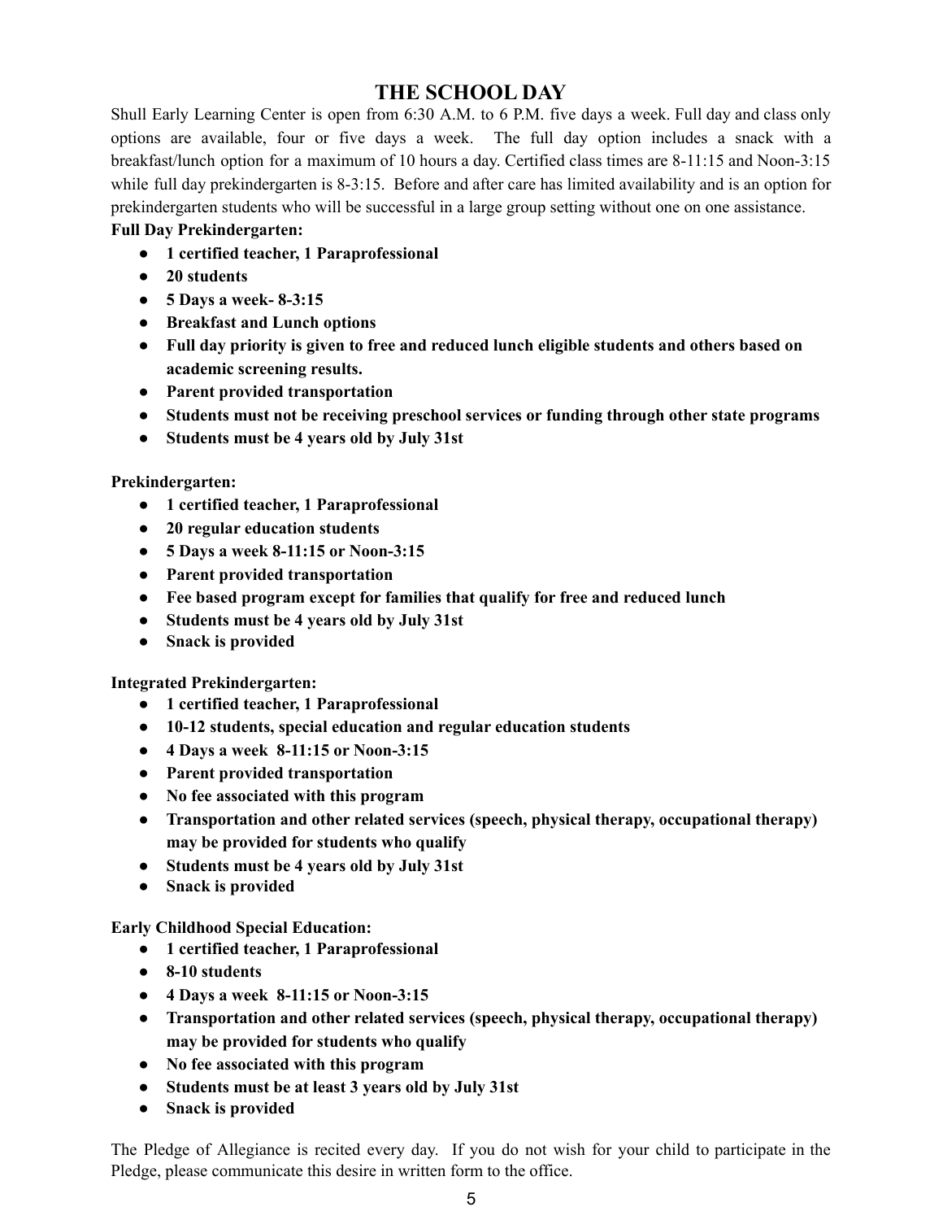# THE SCHOOL DAY

Shull Early Learning Center is open from 6:30 A.M. to 6 P.M. five days a week. Full day and class only options are available, four or five days a week. The full day option includes a snack with a breakfast/lunch option for a maximum of 10 hours a day. Certified class times are 8-11:15 and Noon-3:15 while full day prekindergarten is 8-3:15. Before and after care has limited availability and is an option for prekindergarten students who will be successful in a large group setting without one on one assistance.

**Full Day Prekindergarten:**

- **1 certified teacher, 1 Paraprofessional**
- **20 students**
- **5 Days a week- 8-3:15**
- **Breakfast and Lunch options**
- **Full day priority is given to free and reduced lunch eligible students and others based on academic screening results.**
- **Parent provided transportation**
- **Students must not be receiving preschool services or funding through other state programs**
- **Students must be 4 years old by July 31st**

**Prekindergarten:**

- **1 certified teacher, 1 Paraprofessional**
- **20 regular education students**
- **5 Days a week 8-11:15 or Noon-3:15**
- **Parent provided transportation**
- **Fee based program except for families that qualify for free and reduced lunch**
- **Students must be 4 years old by July 31st**
- **Snack is provided**

**Integrated Prekindergarten:**

- **1 certified teacher, 1 Paraprofessional**
- **10-12 students, special education and regular education students**
- **4 Days a week 8-11:15 or Noon-3:15**
- **Parent provided transportation**
- **No fee associated with this program**
- **Transportation and other related services (speech, physical therapy, occupational therapy) may be provided for students who qualify**
- **Students must be 4 years old by July 31st**
- **Snack is provided**

**Early Childhood Special Education:**

- **1 certified teacher, 1 Paraprofessional**
- **8-10 students**
- **4 Days a week 8-11:15 or Noon-3:15**
- **Transportation and other related services (speech, physical therapy, occupational therapy) may be provided for students who qualify**
- **No fee associated with this program**
- **Students must be at least 3 years old by July 31st**
- **Snack is provided**

The Pledge of Allegiance is recited every day. If you do not wish for your child to participate in the Pledge, please communicate this desire in written form to the office.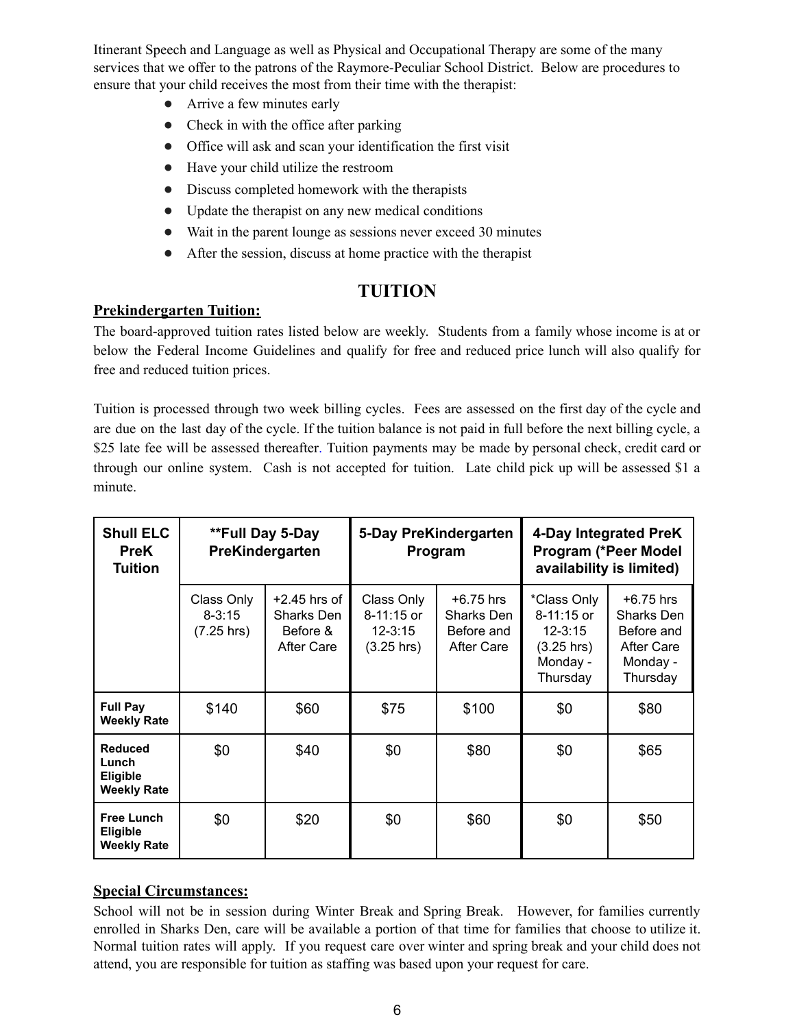Itinerant Speech and Language as well as Physical and Occupational Therapy are some of the many services that we offer to the patrons of the Raymore-Peculiar School District. Below are procedures to ensure that your child receives the most from their time with the therapist:

- Arrive a few minutes early
- Check in with the office after parking
- Office will ask and scan your identification the first visit
- Have your child utilize the restroom
- Discuss completed homework with the therapists
- Update the therapist on any new medical conditions
- Wait in the parent lounge as sessions never exceed 30 minutes
- After the session, discuss at home practice with the therapist

## TUITION

**Prekindergarten Tuition:**

The board-approved tuition rates listed below are weekly. Students from a family whose income is at or below the Federal Income Guidelines and qualify for free and reduced price lunch will also qualify for free and reduced tuition prices.

Tuition is processed through two week billing cycles. Fees are assessed on the first day of the cycle and are due on the last day of the cycle. If the tuition balance is not paid in full before the next billing cycle, a $25 late fee will be assessed thereafter. Tuition payments may be made by personal check, credit card or through our online system. Cash is not accepted for tuition. Late child pick up will be assessed $1 a minute.

| Shull ELC PreK Tuition | **Full Day 5-Day PreKindergarten | | 5-Day PreKindergarten Program | | 4-Day Integrated PreK Program (*Peer Model availability is limited) | |
|---|---|---|---|---|---|---|
| | Class Only 8-3:15 (7.25 hrs) | +2.45 hrs of Sharks Den Before & After Care | Class Only 8-11:15 or 12-3:15 (3.25 hrs) | +6.75 hrs Sharks Den Before and After Care | *Class Only 8-11:15 or 12-3:15 (3.25 hrs) Monday - Thursday | +6.75 hrs Sharks Den Before and After Care Monday - Thursday |
| **Full Pay Weekly Rate** | $140 | $60 | $75 | $100 | $0 | $80 |
| **Reduced Lunch Eligible Weekly Rate** | $0 | $40 | $0 | $80 | $0 | $65 |
| **Free Lunch Eligible Weekly Rate** | $0 | $20 | $0 | $60 | $0 | $50 |

**Special Circumstances:**

School will not be in session during Winter Break and Spring Break. However, for families currently enrolled in Sharks Den, care will be available a portion of that time for families that choose to utilize it. Normal tuition rates will apply. If you request care over winter and spring break and your child does not attend, you are responsible for tuition as staffing was based upon your request for care.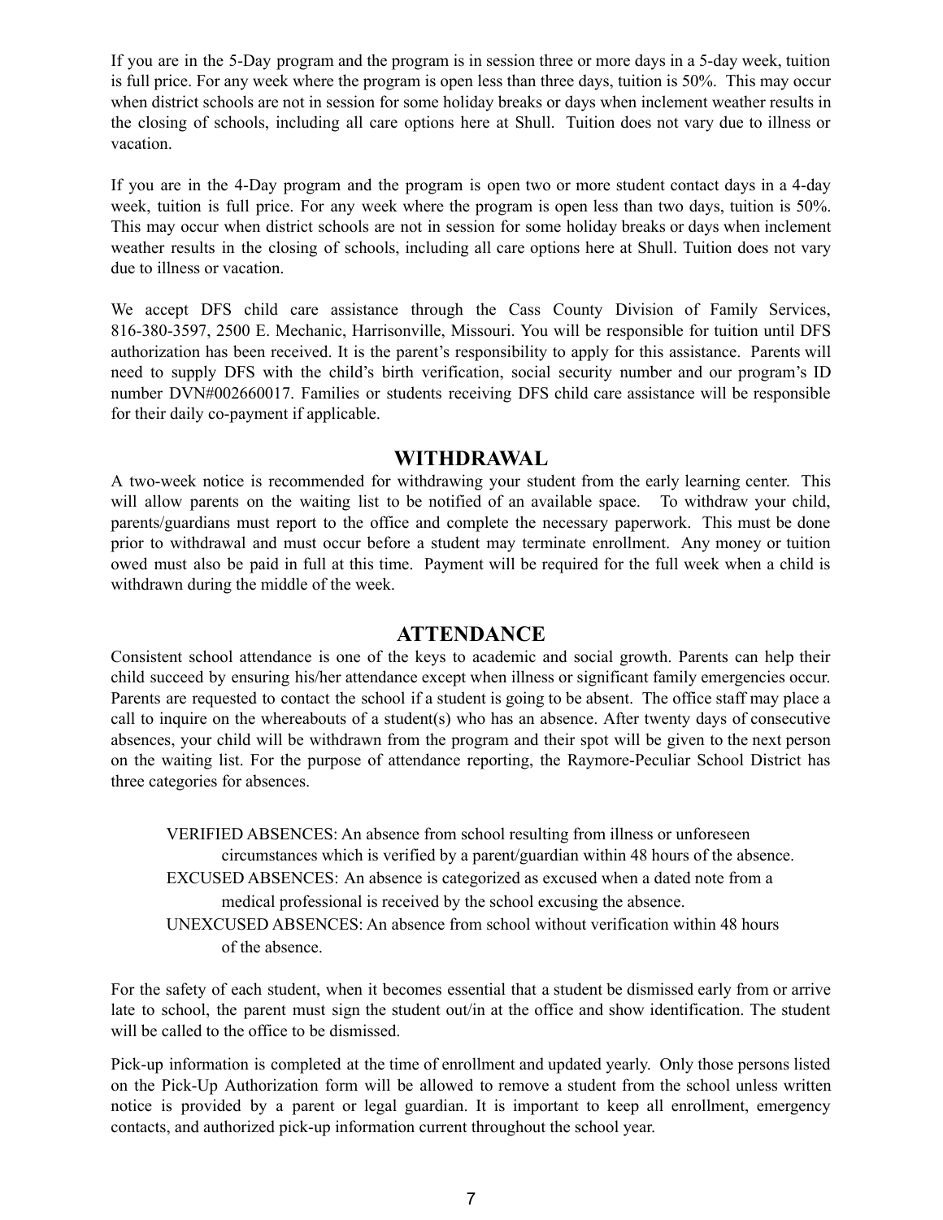If you are in the 5-Day program and the program is in session three or more days in a 5-day week, tuition is full price. For any week where the program is open less than three days, tuition is 50%. This may occur when district schools are not in session for some holiday breaks or days when inclement weather results in the closing of schools, including all care options here at Shull. Tuition does not vary due to illness or vacation.

If you are in the 4-Day program and the program is open two or more student contact days in a 4-day week, tuition is full price. For any week where the program is open less than two days, tuition is 50%. This may occur when district schools are not in session for some holiday breaks or days when inclement weather results in the closing of schools, including all care options here at Shull. Tuition does not vary due to illness or vacation.

We accept DFS child care assistance through the Cass County Division of Family Services, 816-380-3597, 2500 E. Mechanic, Harrisonville, Missouri. You will be responsible for tuition until DFS authorization has been received. It is the parent's responsibility to apply for this assistance. Parents will need to supply DFS with the child's birth verification, social security number and our program's ID number DVN#002660017. Families or students receiving DFS child care assistance will be responsible for their daily co-payment if applicable.

## WITHDRAWAL

A two-week notice is recommended for withdrawing your student from the early learning center. This will allow parents on the waiting list to be notified of an available space. To withdraw your child, parents/guardians must report to the office and complete the necessary paperwork. This must be done prior to withdrawal and must occur before a student may terminate enrollment. Any money or tuition owed must also be paid in full at this time. Payment will be required for the full week when a child is withdrawn during the middle of the week.

## ATTENDANCE

Consistent school attendance is one of the keys to academic and social growth. Parents can help their child succeed by ensuring his/her attendance except when illness or significant family emergencies occur. Parents are requested to contact the school if a student is going to be absent. The office staff may place a call to inquire on the whereabouts of a student(s) who has an absence. After twenty days of consecutive absences, your child will be withdrawn from the program and their spot will be given to the next person on the waiting list. For the purpose of attendance reporting, the Raymore-Peculiar School District has three categories for absences.

VERIFIED ABSENCES: An absence from school resulting from illness or unforeseen circumstances which is verified by a parent/guardian within 48 hours of the absence.

EXCUSED ABSENCES: An absence is categorized as excused when a dated note from a medical professional is received by the school excusing the absence.

UNEXCUSED ABSENCES: An absence from school without verification within 48 hours of the absence.

For the safety of each student, when it becomes essential that a student be dismissed early from or arrive late to school, the parent must sign the student out/in at the office and show identification. The student will be called to the office to be dismissed.

Pick-up information is completed at the time of enrollment and updated yearly. Only those persons listed on the Pick-Up Authorization form will be allowed to remove a student from the school unless written notice is provided by a parent or legal guardian. It is important to keep all enrollment, emergency contacts, and authorized pick-up information current throughout the school year.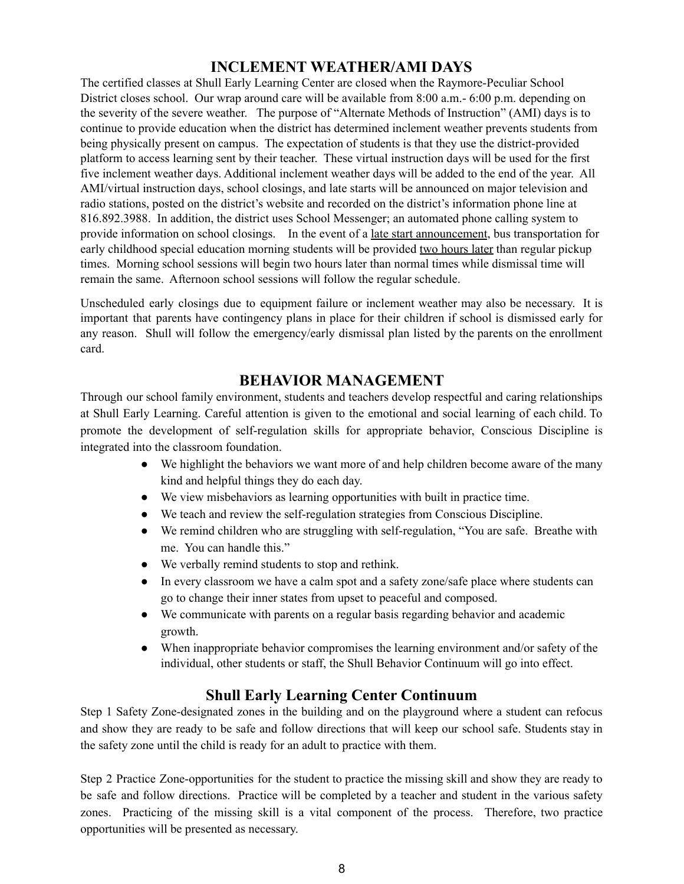## INCLEMENT WEATHER/AMI DAYS

The certified classes at Shull Early Learning Center are closed when the Raymore-Peculiar School District closes school. Our wrap around care will be available from 8:00 a.m.- 6:00 p.m. depending on the severity of the severe weather. The purpose of "Alternate Methods of Instruction" (AMI) days is to continue to provide education when the district has determined inclement weather prevents students from being physically present on campus. The expectation of students is that they use the district-provided platform to access learning sent by their teacher. These virtual instruction days will be used for the first five inclement weather days. Additional inclement weather days will be added to the end of the year. All AMI/virtual instruction days, school closings, and late starts will be announced on major television and radio stations, posted on the district's website and recorded on the district's information phone line at 816.892.3988. In addition, the district uses School Messenger; an automated phone calling system to provide information on school closings. In the event of a late start announcement, bus transportation for early childhood special education morning students will be provided two hours later than regular pickup times. Morning school sessions will begin two hours later than normal times while dismissal time will remain the same. Afternoon school sessions will follow the regular schedule.

Unscheduled early closings due to equipment failure or inclement weather may also be necessary. It is important that parents have contingency plans in place for their children if school is dismissed early for any reason. Shull will follow the emergency/early dismissal plan listed by the parents on the enrollment card.

## BEHAVIOR MANAGEMENT

Through our school family environment, students and teachers develop respectful and caring relationships at Shull Early Learning. Careful attention is given to the emotional and social learning of each child. To promote the development of self-regulation skills for appropriate behavior, Conscious Discipline is integrated into the classroom foundation.

- We highlight the behaviors we want more of and help children become aware of the many kind and helpful things they do each day.
- We view misbehaviors as learning opportunities with built in practice time.
- We teach and review the self-regulation strategies from Conscious Discipline.
- We remind children who are struggling with self-regulation, "You are safe. Breathe with me. You can handle this."
- We verbally remind students to stop and rethink.
- In every classroom we have a calm spot and a safety zone/safe place where students can go to change their inner states from upset to peaceful and composed.
- We communicate with parents on a regular basis regarding behavior and academic growth.
- When inappropriate behavior compromises the learning environment and/or safety of the individual, other students or staff, the Shull Behavior Continuum will go into effect.

### Shull Early Learning Center Continuum

Step 1 Safety Zone-designated zones in the building and on the playground where a student can refocus and show they are ready to be safe and follow directions that will keep our school safe. Students stay in the safety zone until the child is ready for an adult to practice with them.

Step 2 Practice Zone-opportunities for the student to practice the missing skill and show they are ready to be safe and follow directions. Practice will be completed by a teacher and student in the various safety zones. Practicing of the missing skill is a vital component of the process. Therefore, two practice opportunities will be presented as necessary.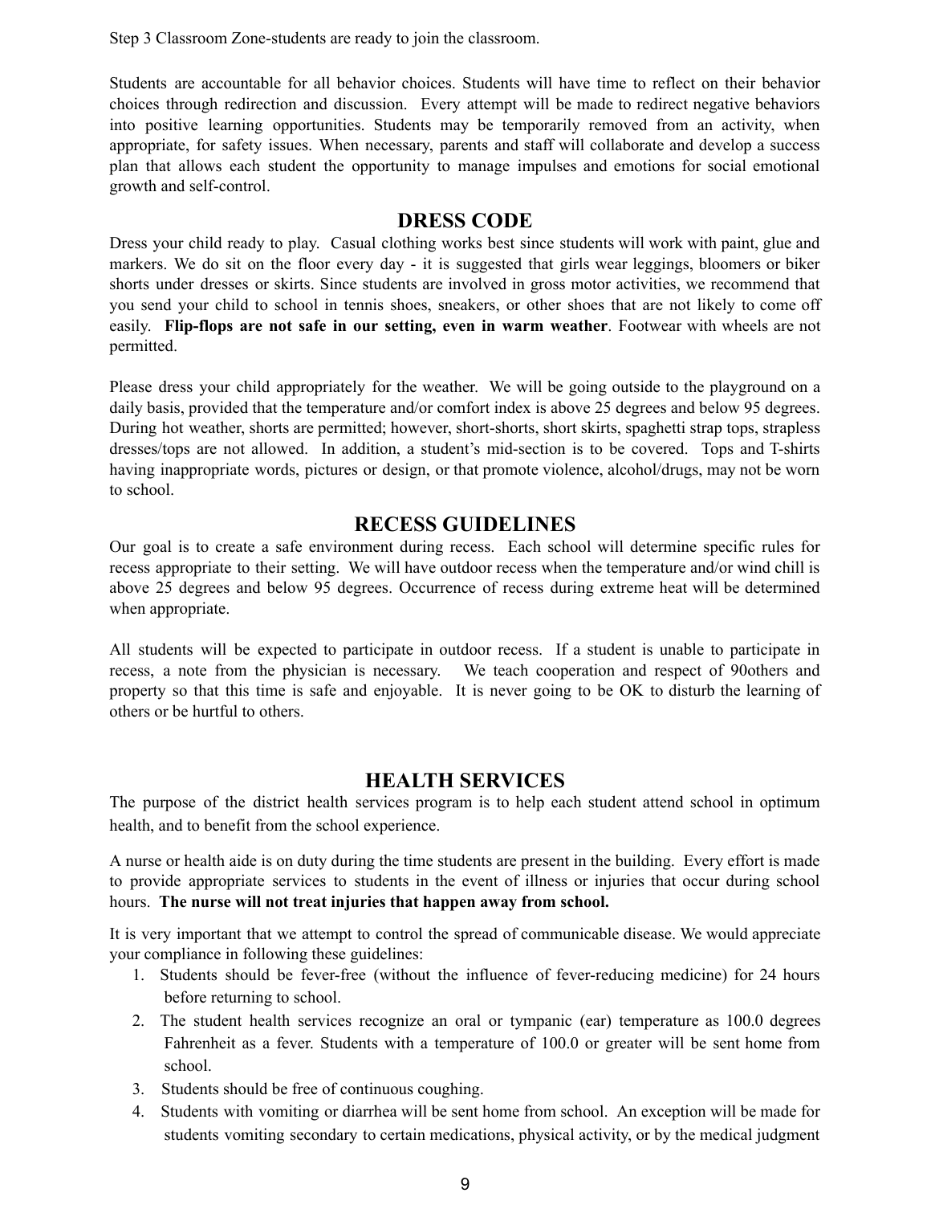Step 3 Classroom Zone-students are ready to join the classroom.

Students are accountable for all behavior choices. Students will have time to reflect on their behavior choices through redirection and discussion. Every attempt will be made to redirect negative behaviors into positive learning opportunities. Students may be temporarily removed from an activity, when appropriate, for safety issues. When necessary, parents and staff will collaborate and develop a success plan that allows each student the opportunity to manage impulses and emotions for social emotional growth and self-control.

## DRESS CODE

Dress your child ready to play. Casual clothing works best since students will work with paint, glue and markers. We do sit on the floor every day - it is suggested that girls wear leggings, bloomers or biker shorts under dresses or skirts. Since students are involved in gross motor activities, we recommend that you send your child to school in tennis shoes, sneakers, or other shoes that are not likely to come off easily. **Flip-flops are not safe in our setting, even in warm weather**. Footwear with wheels are not permitted.

Please dress your child appropriately for the weather. We will be going outside to the playground on a daily basis, provided that the temperature and/or comfort index is above 25 degrees and below 95 degrees. During hot weather, shorts are permitted; however, short-shorts, short skirts, spaghetti strap tops, strapless dresses/tops are not allowed. In addition, a student's mid-section is to be covered. Tops and T-shirts having inappropriate words, pictures or design, or that promote violence, alcohol/drugs, may not be worn to school.

## RECESS GUIDELINES

Our goal is to create a safe environment during recess. Each school will determine specific rules for recess appropriate to their setting. We will have outdoor recess when the temperature and/or wind chill is above 25 degrees and below 95 degrees. Occurrence of recess during extreme heat will be determined when appropriate.

All students will be expected to participate in outdoor recess. If a student is unable to participate in recess, a note from the physician is necessary. We teach cooperation and respect of 90others and property so that this time is safe and enjoyable. It is never going to be OK to disturb the learning of others or be hurtful to others.

## HEALTH SERVICES

The purpose of the district health services program is to help each student attend school in optimum health, and to benefit from the school experience.

A nurse or health aide is on duty during the time students are present in the building. Every effort is made to provide appropriate services to students in the event of illness or injuries that occur during school hours. **The nurse will not treat injuries that happen away from school.**

It is very important that we attempt to control the spread of communicable disease. We would appreciate your compliance in following these guidelines:

1. Students should be fever-free (without the influence of fever-reducing medicine) for 24 hours before returning to school.
2. The student health services recognize an oral or tympanic (ear) temperature as 100.0 degrees Fahrenheit as a fever. Students with a temperature of 100.0 or greater will be sent home from school.
3. Students should be free of continuous coughing.
4. Students with vomiting or diarrhea will be sent home from school. An exception will be made for students vomiting secondary to certain medications, physical activity, or by the medical judgment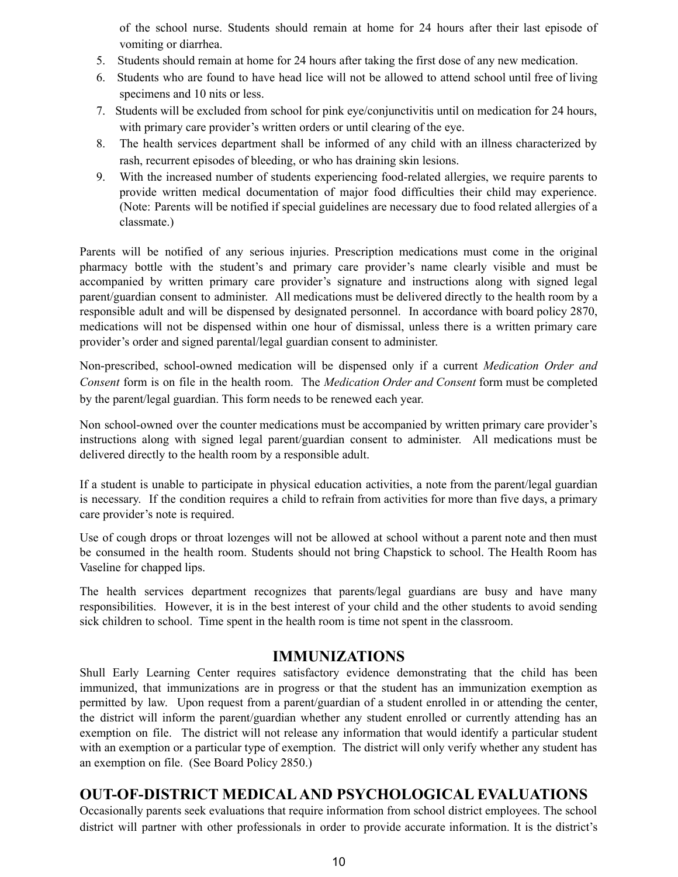of the school nurse. Students should remain at home for 24 hours after their last episode of vomiting or diarrhea.

5. Students should remain at home for 24 hours after taking the first dose of any new medication.
6. Students who are found to have head lice will not be allowed to attend school until free of living specimens and 10 nits or less.
7. Students will be excluded from school for pink eye/conjunctivitis until on medication for 24 hours, with primary care provider's written orders or until clearing of the eye.
8. The health services department shall be informed of any child with an illness characterized by rash, recurrent episodes of bleeding, or who has draining skin lesions.
9. With the increased number of students experiencing food-related allergies, we require parents to provide written medical documentation of major food difficulties their child may experience. (Note: Parents will be notified if special guidelines are necessary due to food related allergies of a classmate.)

Parents will be notified of any serious injuries. Prescription medications must come in the original pharmacy bottle with the student's and primary care provider's name clearly visible and must be accompanied by written primary care provider's signature and instructions along with signed legal parent/guardian consent to administer. All medications must be delivered directly to the health room by a responsible adult and will be dispensed by designated personnel. In accordance with board policy 2870, medications will not be dispensed within one hour of dismissal, unless there is a written primary care provider's order and signed parental/legal guardian consent to administer.

Non-prescribed, school-owned medication will be dispensed only if a current *Medication Order and Consent* form is on file in the health room. The *Medication Order and Consent* form must be completed by the parent/legal guardian. This form needs to be renewed each year.

Non school-owned over the counter medications must be accompanied by written primary care provider's instructions along with signed legal parent/guardian consent to administer. All medications must be delivered directly to the health room by a responsible adult.

If a student is unable to participate in physical education activities, a note from the parent/legal guardian is necessary. If the condition requires a child to refrain from activities for more than five days, a primary care provider's note is required.

Use of cough drops or throat lozenges will not be allowed at school without a parent note and then must be consumed in the health room. Students should not bring Chapstick to school. The Health Room has Vaseline for chapped lips.

The health services department recognizes that parents/legal guardians are busy and have many responsibilities. However, it is in the best interest of your child and the other students to avoid sending sick children to school. Time spent in the health room is time not spent in the classroom.

## IMMUNIZATIONS

Shull Early Learning Center requires satisfactory evidence demonstrating that the child has been immunized, that immunizations are in progress or that the student has an immunization exemption as permitted by law. Upon request from a parent/guardian of a student enrolled in or attending the center, the district will inform the parent/guardian whether any student enrolled or currently attending has an exemption on file. The district will not release any information that would identify a particular student with an exemption or a particular type of exemption. The district will only verify whether any student has an exemption on file. (See Board Policy 2850.)

## OUT-OF-DISTRICT MEDICAL AND PSYCHOLOGICAL EVALUATIONS

Occasionally parents seek evaluations that require information from school district employees. The school district will partner with other professionals in order to provide accurate information. It is the district's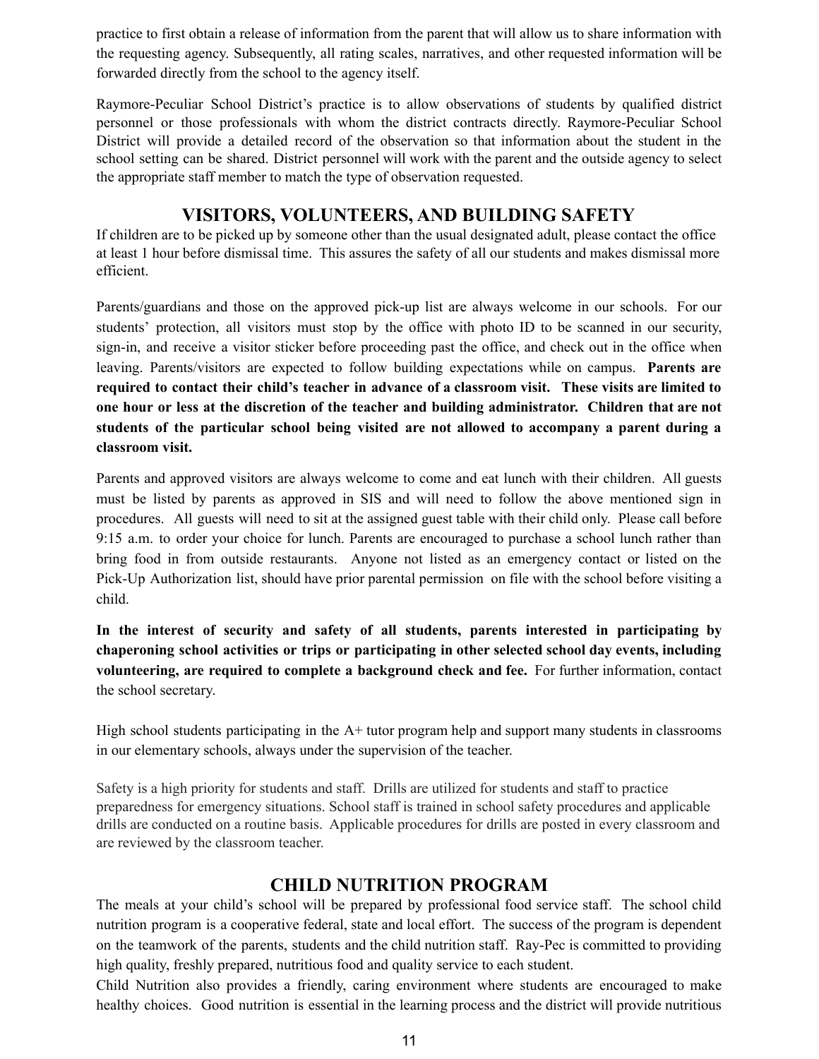practice to first obtain a release of information from the parent that will allow us to share information with the requesting agency. Subsequently, all rating scales, narratives, and other requested information will be forwarded directly from the school to the agency itself.

Raymore-Peculiar School District's practice is to allow observations of students by qualified district personnel or those professionals with whom the district contracts directly. Raymore-Peculiar School District will provide a detailed record of the observation so that information about the student in the school setting can be shared. District personnel will work with the parent and the outside agency to select the appropriate staff member to match the type of observation requested.

## VISITORS, VOLUNTEERS, AND BUILDING SAFETY

If children are to be picked up by someone other than the usual designated adult, please contact the office at least 1 hour before dismissal time. This assures the safety of all our students and makes dismissal more efficient.

Parents/guardians and those on the approved pick-up list are always welcome in our schools. For our students' protection, all visitors must stop by the office with photo ID to be scanned in our security, sign-in, and receive a visitor sticker before proceeding past the office, and check out in the office when leaving. Parents/visitors are expected to follow building expectations while on campus. **Parents are required to contact their child's teacher in advance of a classroom visit. These visits are limited to one hour or less at the discretion of the teacher and building administrator. Children that are not students of the particular school being visited are not allowed to accompany a parent during a classroom visit.**

Parents and approved visitors are always welcome to come and eat lunch with their children. All guests must be listed by parents as approved in SIS and will need to follow the above mentioned sign in procedures. All guests will need to sit at the assigned guest table with their child only. Please call before 9:15 a.m. to order your choice for lunch. Parents are encouraged to purchase a school lunch rather than bring food in from outside restaurants. Anyone not listed as an emergency contact or listed on the Pick-Up Authorization list, should have prior parental permission on file with the school before visiting a child.

**In the interest of security and safety of all students, parents interested in participating by chaperoning school activities or trips or participating in other selected school day events, including volunteering, are required to complete a background check and fee.** For further information, contact the school secretary.

High school students participating in the A+ tutor program help and support many students in classrooms in our elementary schools, always under the supervision of the teacher.

Safety is a high priority for students and staff. Drills are utilized for students and staff to practice preparedness for emergency situations. School staff is trained in school safety procedures and applicable drills are conducted on a routine basis. Applicable procedures for drills are posted in every classroom and are reviewed by the classroom teacher.

## CHILD NUTRITION PROGRAM

The meals at your child's school will be prepared by professional food service staff. The school child nutrition program is a cooperative federal, state and local effort. The success of the program is dependent on the teamwork of the parents, students and the child nutrition staff. Ray-Pec is committed to providing high quality, freshly prepared, nutritious food and quality service to each student.

Child Nutrition also provides a friendly, caring environment where students are encouraged to make healthy choices. Good nutrition is essential in the learning process and the district will provide nutritious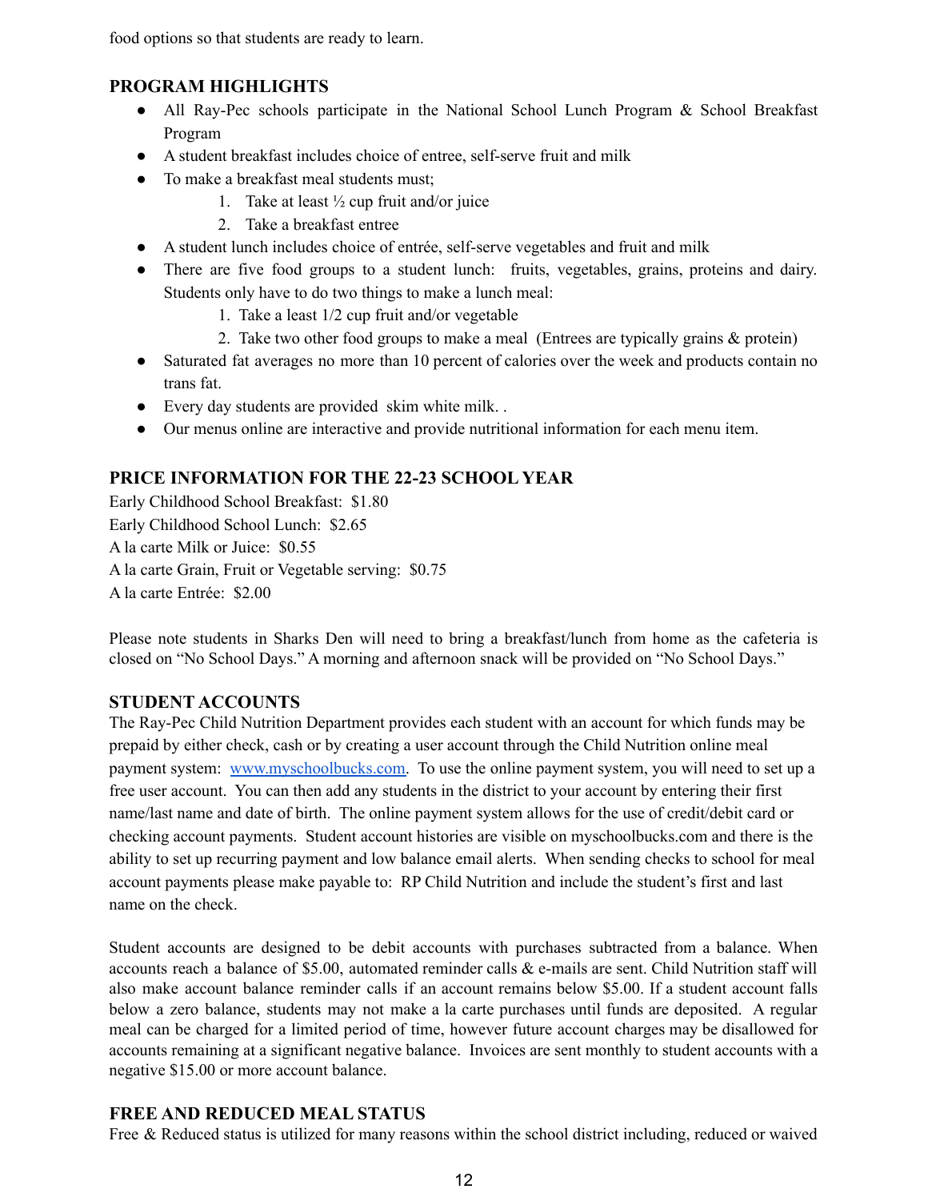food options so that students are ready to learn.

## PROGRAM HIGHLIGHTS

- All Ray-Pec schools participate in the National School Lunch Program & School Breakfast Program
- A student breakfast includes choice of entree, self-serve fruit and milk
- To make a breakfast meal students must;
    1. Take at least ½ cup fruit and/or juice
    2. Take a breakfast entree
- A student lunch includes choice of entrée, self-serve vegetables and fruit and milk
- There are five food groups to a student lunch: fruits, vegetables, grains, proteins and dairy. Students only have to do two things to make a lunch meal:
    1. Take a least 1/2 cup fruit and/or vegetable
    2. Take two other food groups to make a meal (Entrees are typically grains & protein)
- Saturated fat averages no more than 10 percent of calories over the week and products contain no trans fat.
- Every day students are provided skim white milk. .
- Our menus online are interactive and provide nutritional information for each menu item.

## PRICE INFORMATION FOR THE 22-23 SCHOOL YEAR

Early Childhood School Breakfast: $1.80
Early Childhood School Lunch: $2.65
A la carte Milk or Juice: $0.55
A la carte Grain, Fruit or Vegetable serving: $0.75
A la carte Entrée: $2.00

Please note students in Sharks Den will need to bring a breakfast/lunch from home as the cafeteria is closed on "No School Days." A morning and afternoon snack will be provided on "No School Days."

## STUDENT ACCOUNTS

The Ray-Pec Child Nutrition Department provides each student with an account for which funds may be prepaid by either check, cash or by creating a user account through the Child Nutrition online meal payment system: www.myschoolbucks.com. To use the online payment system, you will need to set up a free user account. You can then add any students in the district to your account by entering their first name/last name and date of birth. The online payment system allows for the use of credit/debit card or checking account payments. Student account histories are visible on myschoolbucks.com and there is the ability to set up recurring payment and low balance email alerts. When sending checks to school for meal account payments please make payable to: RP Child Nutrition and include the student's first and last name on the check.

Student accounts are designed to be debit accounts with purchases subtracted from a balance. When accounts reach a balance of $5.00, automated reminder calls & e-mails are sent. Child Nutrition staff will also make account balance reminder calls if an account remains below $5.00. If a student account falls below a zero balance, students may not make a la carte purchases until funds are deposited. A regular meal can be charged for a limited period of time, however future account charges may be disallowed for accounts remaining at a significant negative balance. Invoices are sent monthly to student accounts with a negative $15.00 or more account balance.

## FREE AND REDUCED MEAL STATUS

Free & Reduced status is utilized for many reasons within the school district including, reduced or waived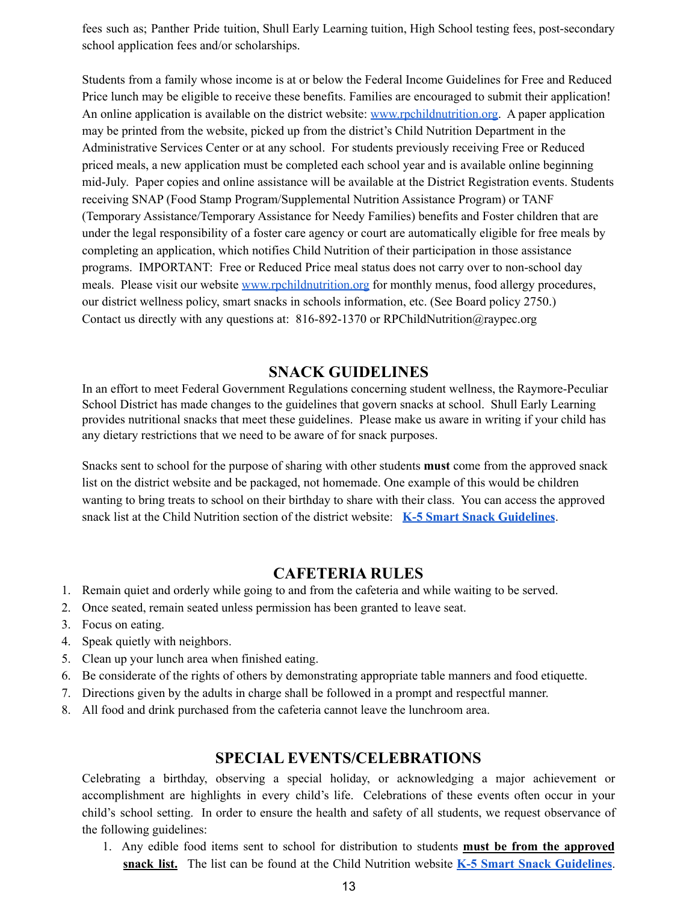fees such as; Panther Pride tuition, Shull Early Learning tuition, High School testing fees, post-secondary school application fees and/or scholarships.

Students from a family whose income is at or below the Federal Income Guidelines for Free and Reduced Price lunch may be eligible to receive these benefits. Families are encouraged to submit their application! An online application is available on the district website: [www.rpchildnutrition.org](http://www.rpchildnutrition.org). A paper application may be printed from the website, picked up from the district's Child Nutrition Department in the Administrative Services Center or at any school. For students previously receiving Free or Reduced priced meals, a new application must be completed each school year and is available online beginning mid-July. Paper copies and online assistance will be available at the District Registration events. Students receiving SNAP (Food Stamp Program/Supplemental Nutrition Assistance Program) or TANF (Temporary Assistance/Temporary Assistance for Needy Families) benefits and Foster children that are under the legal responsibility of a foster care agency or court are automatically eligible for free meals by completing an application, which notifies Child Nutrition of their participation in those assistance programs. IMPORTANT: Free or Reduced Price meal status does not carry over to non-school day meals. Please visit our website [www.rpchildnutrition.org](http://www.rpchildnutrition.org) for monthly menus, food allergy procedures, our district wellness policy, smart snacks in schools information, etc. (See Board policy 2750.) Contact us directly with any questions at: 816-892-1370 or RPChildNutrition@raypec.org

## SNACK GUIDELINES

In an effort to meet Federal Government Regulations concerning student wellness, the Raymore-Peculiar School District has made changes to the guidelines that govern snacks at school. Shull Early Learning provides nutritional snacks that meet these guidelines. Please make us aware in writing if your child has any dietary restrictions that we need to be aware of for snack purposes.

Snacks sent to school for the purpose of sharing with other students **must** come from the approved snack list on the district website and be packaged, not homemade. One example of this would be children wanting to bring treats to school on their birthday to share with their class. You can access the approved snack list at the Child Nutrition section of the district website: **K-5 Smart Snack Guidelines**.

## CAFETERIA RULES

1. Remain quiet and orderly while going to and from the cafeteria and while waiting to be served.
2. Once seated, remain seated unless permission has been granted to leave seat.
3. Focus on eating.
4. Speak quietly with neighbors.
5. Clean up your lunch area when finished eating.
6. Be considerate of the rights of others by demonstrating appropriate table manners and food etiquette.
7. Directions given by the adults in charge shall be followed in a prompt and respectful manner.
8. All food and drink purchased from the cafeteria cannot leave the lunchroom area.

## SPECIAL EVENTS/CELEBRATIONS

Celebrating a birthday, observing a special holiday, or acknowledging a major achievement or accomplishment are highlights in every child's life. Celebrations of these events often occur in your child's school setting. In order to ensure the health and safety of all students, we request observance of the following guidelines:

1. Any edible food items sent to school for distribution to students **must be from the approved snack list.** The list can be found at the Child Nutrition website **K-5 Smart Snack Guidelines**.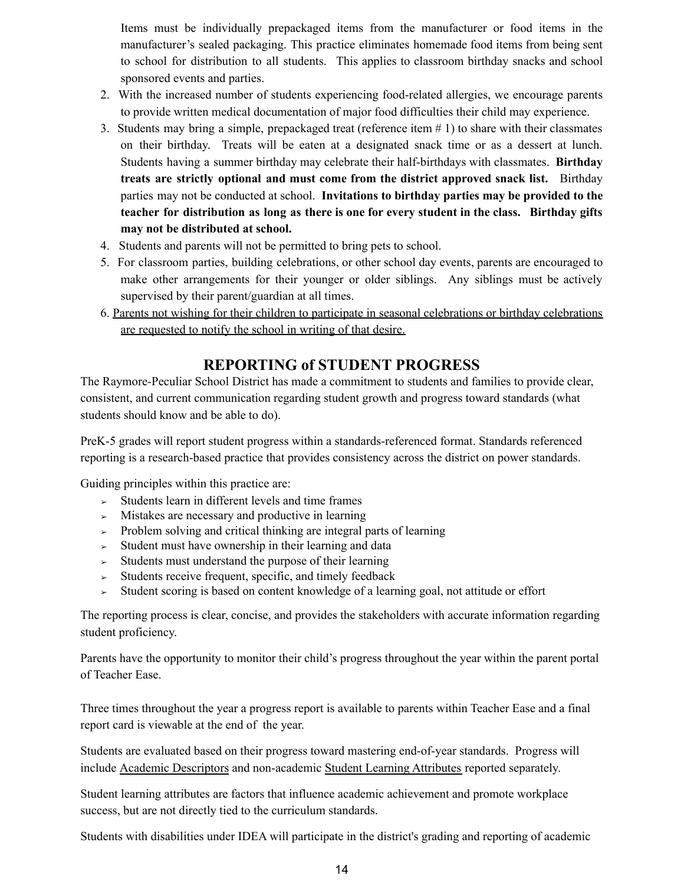Items must be individually prepackaged items from the manufacturer or food items in the manufacturer's sealed packaging. This practice eliminates homemade food items from being sent to school for distribution to all students. This applies to classroom birthday snacks and school sponsored events and parties.

2. With the increased number of students experiencing food-related allergies, we encourage parents to provide written medical documentation of major food difficulties their child may experience.
3. Students may bring a simple, prepackaged treat (reference item # 1) to share with their classmates on their birthday. Treats will be eaten at a designated snack time or as a dessert at lunch. Students having a summer birthday may celebrate their half-birthdays with classmates. **Birthday treats are strictly optional and must come from the district approved snack list.** Birthday parties may not be conducted at school. **Invitations to birthday parties may be provided to the teacher for distribution as long as there is one for every student in the class. Birthday gifts may not be distributed at school.**
4. Students and parents will not be permitted to bring pets to school.
5. For classroom parties, building celebrations, or other school day events, parents are encouraged to make other arrangements for their younger or older siblings. Any siblings must be actively supervised by their parent/guardian at all times.
6. <u>Parents not wishing for their children to participate in seasonal celebrations or birthday celebrations are requested to notify the school in writing of that desire.</u>

## REPORTING of STUDENT PROGRESS

The Raymore-Peculiar School District has made a commitment to students and families to provide clear, consistent, and current communication regarding student growth and progress toward standards (what students should know and be able to do).

PreK-5 grades will report student progress within a standards-referenced format. Standards referenced reporting is a research-based practice that provides consistency across the district on power standards.

Guiding principles within this practice are:

- Students learn in different levels and time frames
- Mistakes are necessary and productive in learning
- Problem solving and critical thinking are integral parts of learning
- Student must have ownership in their learning and data
- Students must understand the purpose of their learning
- Students receive frequent, specific, and timely feedback
- Student scoring is based on content knowledge of a learning goal, not attitude or effort

The reporting process is clear, concise, and provides the stakeholders with accurate information regarding student proficiency.

Parents have the opportunity to monitor their child's progress throughout the year within the parent portal of Teacher Ease.

Three times throughout the year a progress report is available to parents within Teacher Ease and a final report card is viewable at the end of the year.

Students are evaluated based on their progress toward mastering end-of-year standards. Progress will include <u>Academic Descriptors</u> and non-academic <u>Student Learning Attributes</u> reported separately.

Student learning attributes are factors that influence academic achievement and promote workplace success, but are not directly tied to the curriculum standards.

Students with disabilities under IDEA will participate in the district's grading and reporting of academic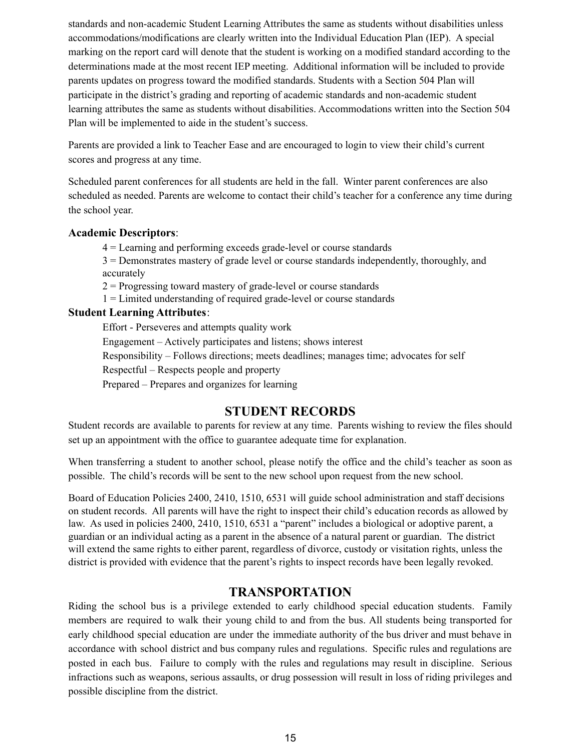standards and non-academic Student Learning Attributes the same as students without disabilities unless accommodations/modifications are clearly written into the Individual Education Plan (IEP). A special marking on the report card will denote that the student is working on a modified standard according to the determinations made at the most recent IEP meeting. Additional information will be included to provide parents updates on progress toward the modified standards. Students with a Section 504 Plan will participate in the district's grading and reporting of academic standards and non-academic student learning attributes the same as students without disabilities. Accommodations written into the Section 504 Plan will be implemented to aide in the student's success.

Parents are provided a link to Teacher Ease and are encouraged to login to view their child's current scores and progress at any time.

Scheduled parent conferences for all students are held in the fall. Winter parent conferences are also scheduled as needed. Parents are welcome to contact their child's teacher for a conference any time during the school year.

**Academic Descriptors**:

4 = Learning and performing exceeds grade-level or course standards
3 = Demonstrates mastery of grade level or course standards independently, thoroughly, and accurately
2 = Progressing toward mastery of grade-level or course standards
1 = Limited understanding of required grade-level or course standards

**Student Learning Attributes**:

Effort - Perseveres and attempts quality work
Engagement – Actively participates and listens; shows interest
Responsibility – Follows directions; meets deadlines; manages time; advocates for self
Respectful – Respects people and property
Prepared – Prepares and organizes for learning

## STUDENT RECORDS

Student records are available to parents for review at any time. Parents wishing to review the files should set up an appointment with the office to guarantee adequate time for explanation.

When transferring a student to another school, please notify the office and the child's teacher as soon as possible. The child's records will be sent to the new school upon request from the new school.

Board of Education Policies 2400, 2410, 1510, 6531 will guide school administration and staff decisions on student records. All parents will have the right to inspect their child's education records as allowed by law. As used in policies 2400, 2410, 1510, 6531 a "parent" includes a biological or adoptive parent, a guardian or an individual acting as a parent in the absence of a natural parent or guardian. The district will extend the same rights to either parent, regardless of divorce, custody or visitation rights, unless the district is provided with evidence that the parent's rights to inspect records have been legally revoked.

## TRANSPORTATION

Riding the school bus is a privilege extended to early childhood special education students. Family members are required to walk their young child to and from the bus. All students being transported for early childhood special education are under the immediate authority of the bus driver and must behave in accordance with school district and bus company rules and regulations. Specific rules and regulations are posted in each bus. Failure to comply with the rules and regulations may result in discipline. Serious infractions such as weapons, serious assaults, or drug possession will result in loss of riding privileges and possible discipline from the district.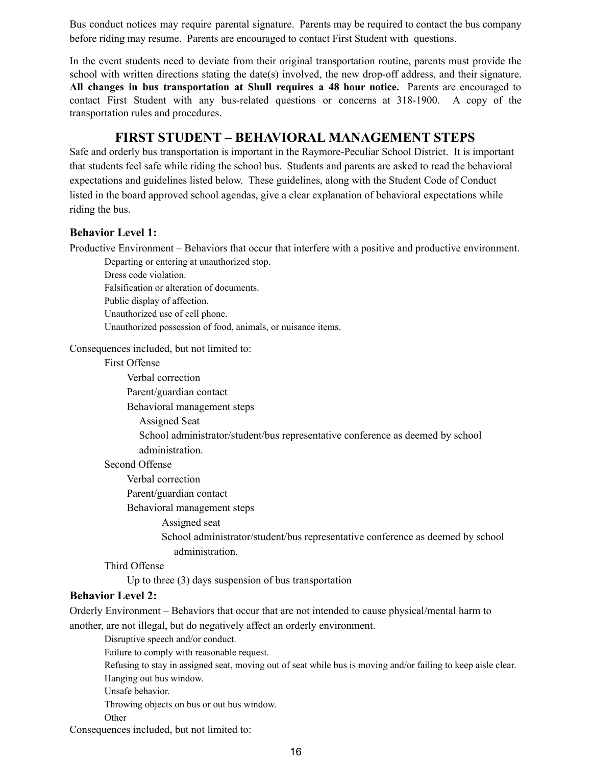Bus conduct notices may require parental signature. Parents may be required to contact the bus company before riding may resume. Parents are encouraged to contact First Student with questions.

In the event students need to deviate from their original transportation routine, parents must provide the school with written directions stating the date(s) involved, the new drop-off address, and their signature. **All changes in bus transportation at Shull requires a 48 hour notice.** Parents are encouraged to contact First Student with any bus-related questions or concerns at 318-1900. A copy of the transportation rules and procedures.

## FIRST STUDENT – BEHAVIORAL MANAGEMENT STEPS

Safe and orderly bus transportation is important in the Raymore-Peculiar School District. It is important that students feel safe while riding the school bus. Students and parents are asked to read the behavioral expectations and guidelines listed below. These guidelines, along with the Student Code of Conduct listed in the board approved school agendas, give a clear explanation of behavioral expectations while riding the bus.

### Behavior Level 1:

Productive Environment – Behaviors that occur that interfere with a positive and productive environment.

- Departing or entering at unauthorized stop.
- Dress code violation.
- Falsification or alteration of documents.
- Public display of affection.
- Unauthorized use of cell phone.
- Unauthorized possession of food, animals, or nuisance items.

Consequences included, but not limited to:

- First Offense
  - Verbal correction
  - Parent/guardian contact
  - Behavioral management steps
    - Assigned Seat
    - School administrator/student/bus representative conference as deemed by school administration.
- Second Offense
  - Verbal correction
  - Parent/guardian contact
  - Behavioral management steps
    - Assigned seat
    - School administrator/student/bus representative conference as deemed by school administration.
- Third Offense
  - Up to three (3) days suspension of bus transportation

### Behavior Level 2:

Orderly Environment – Behaviors that occur that are not intended to cause physical/mental harm to another, are not illegal, but do negatively affect an orderly environment.

- Disruptive speech and/or conduct.
- Failure to comply with reasonable request.
- Refusing to stay in assigned seat, moving out of seat while bus is moving and/or failing to keep aisle clear.
- Hanging out bus window.
- Unsafe behavior.
- Throwing objects on bus or out bus window.
- Other

Consequences included, but not limited to: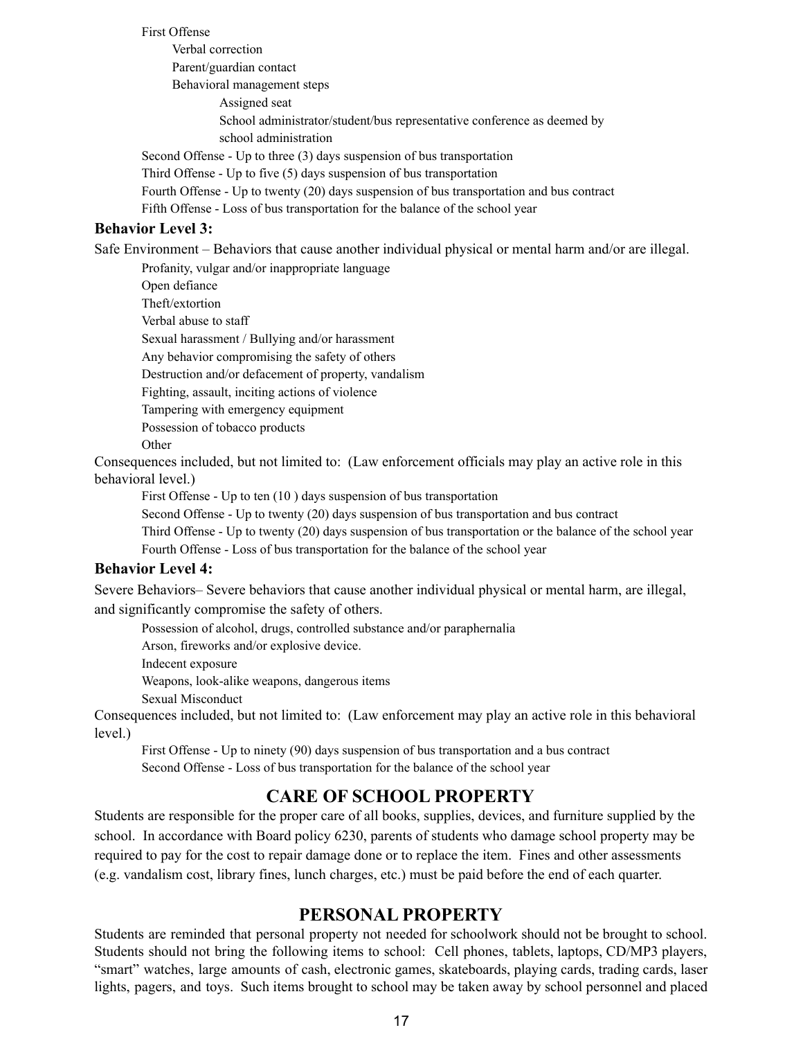- First Offense
  - Verbal correction
  - Parent/guardian contact
  - Behavioral management steps
    - Assigned seat
    - School administrator/student/bus representative conference as deemed by school administration
- Second Offense - Up to three (3) days suspension of bus transportation
- Third Offense - Up to five (5) days suspension of bus transportation
- Fourth Offense - Up to twenty (20) days suspension of bus transportation and bus contract
- Fifth Offense - Loss of bus transportation for the balance of the school year

**Behavior Level 3:**

Safe Environment – Behaviors that cause another individual physical or mental harm and/or are illegal.

- Profanity, vulgar and/or inappropriate language
- Open defiance
- Theft/extortion
- Verbal abuse to staff
- Sexual harassment / Bullying and/or harassment
- Any behavior compromising the safety of others
- Destruction and/or defacement of property, vandalism
- Fighting, assault, inciting actions of violence
- Tampering with emergency equipment
- Possession of tobacco products
- Other

Consequences included, but not limited to: (Law enforcement officials may play an active role in this behavioral level.)

- First Offense - Up to ten (10 ) days suspension of bus transportation
- Second Offense - Up to twenty (20) days suspension of bus transportation and bus contract
- Third Offense - Up to twenty (20) days suspension of bus transportation or the balance of the school year
- Fourth Offense - Loss of bus transportation for the balance of the school year

**Behavior Level 4:**

Severe Behaviors– Severe behaviors that cause another individual physical or mental harm, are illegal, and significantly compromise the safety of others.

- Possession of alcohol, drugs, controlled substance and/or paraphernalia
- Arson, fireworks and/or explosive device.
- Indecent exposure
- Weapons, look-alike weapons, dangerous items
- Sexual Misconduct

Consequences included, but not limited to: (Law enforcement may play an active role in this behavioral level.)

- First Offense - Up to ninety (90) days suspension of bus transportation and a bus contract
- Second Offense - Loss of bus transportation for the balance of the school year

## CARE OF SCHOOL PROPERTY

Students are responsible for the proper care of all books, supplies, devices, and furniture supplied by the school. In accordance with Board policy 6230, parents of students who damage school property may be required to pay for the cost to repair damage done or to replace the item. Fines and other assessments (e.g. vandalism cost, library fines, lunch charges, etc.) must be paid before the end of each quarter.

## PERSONAL PROPERTY

Students are reminded that personal property not needed for schoolwork should not be brought to school. Students should not bring the following items to school: Cell phones, tablets, laptops, CD/MP3 players, "smart" watches, large amounts of cash, electronic games, skateboards, playing cards, trading cards, laser lights, pagers, and toys. Such items brought to school may be taken away by school personnel and placed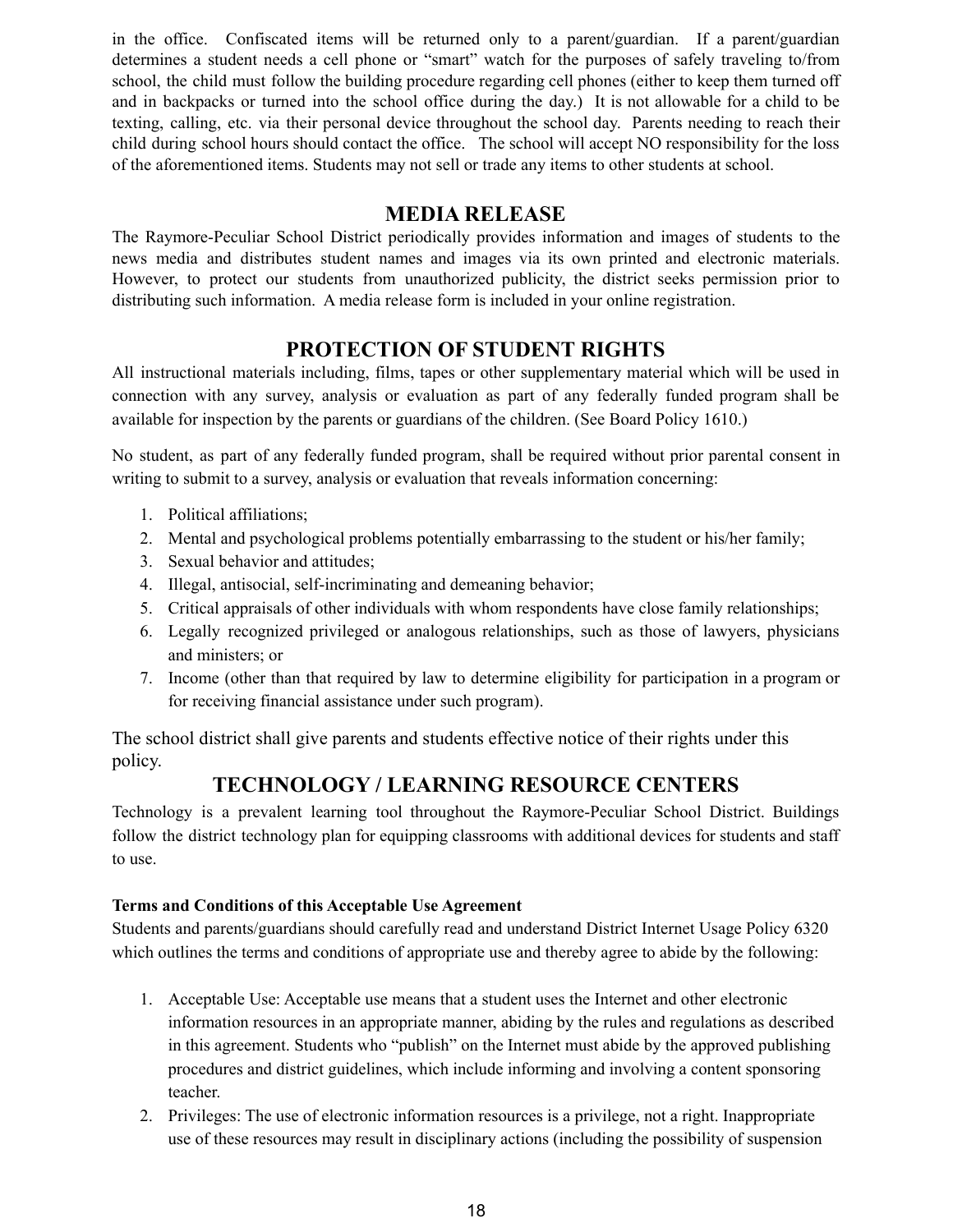in the office. Confiscated items will be returned only to a parent/guardian. If a parent/guardian determines a student needs a cell phone or "smart" watch for the purposes of safely traveling to/from school, the child must follow the building procedure regarding cell phones (either to keep them turned off and in backpacks or turned into the school office during the day.) It is not allowable for a child to be texting, calling, etc. via their personal device throughout the school day. Parents needing to reach their child during school hours should contact the office. The school will accept NO responsibility for the loss of the aforementioned items. Students may not sell or trade any items to other students at school.

## MEDIA RELEASE

The Raymore-Peculiar School District periodically provides information and images of students to the news media and distributes student names and images via its own printed and electronic materials. However, to protect our students from unauthorized publicity, the district seeks permission prior to distributing such information. A media release form is included in your online registration.

## PROTECTION OF STUDENT RIGHTS

All instructional materials including, films, tapes or other supplementary material which will be used in connection with any survey, analysis or evaluation as part of any federally funded program shall be available for inspection by the parents or guardians of the children. (See Board Policy 1610.)

No student, as part of any federally funded program, shall be required without prior parental consent in writing to submit to a survey, analysis or evaluation that reveals information concerning:

1. Political affiliations;
2. Mental and psychological problems potentially embarrassing to the student or his/her family;
3. Sexual behavior and attitudes;
4. Illegal, antisocial, self-incriminating and demeaning behavior;
5. Critical appraisals of other individuals with whom respondents have close family relationships;
6. Legally recognized privileged or analogous relationships, such as those of lawyers, physicians and ministers; or
7. Income (other than that required by law to determine eligibility for participation in a program or for receiving financial assistance under such program).

The school district shall give parents and students effective notice of their rights under this policy.

## TECHNOLOGY / LEARNING RESOURCE CENTERS

Technology is a prevalent learning tool throughout the Raymore-Peculiar School District. Buildings follow the district technology plan for equipping classrooms with additional devices for students and staff to use.

**Terms and Conditions of this Acceptable Use Agreement**

Students and parents/guardians should carefully read and understand District Internet Usage Policy 6320 which outlines the terms and conditions of appropriate use and thereby agree to abide by the following:

1. Acceptable Use: Acceptable use means that a student uses the Internet and other electronic information resources in an appropriate manner, abiding by the rules and regulations as described in this agreement. Students who "publish" on the Internet must abide by the approved publishing procedures and district guidelines, which include informing and involving a content sponsoring teacher.
2. Privileges: The use of electronic information resources is a privilege, not a right. Inappropriate use of these resources may result in disciplinary actions (including the possibility of suspension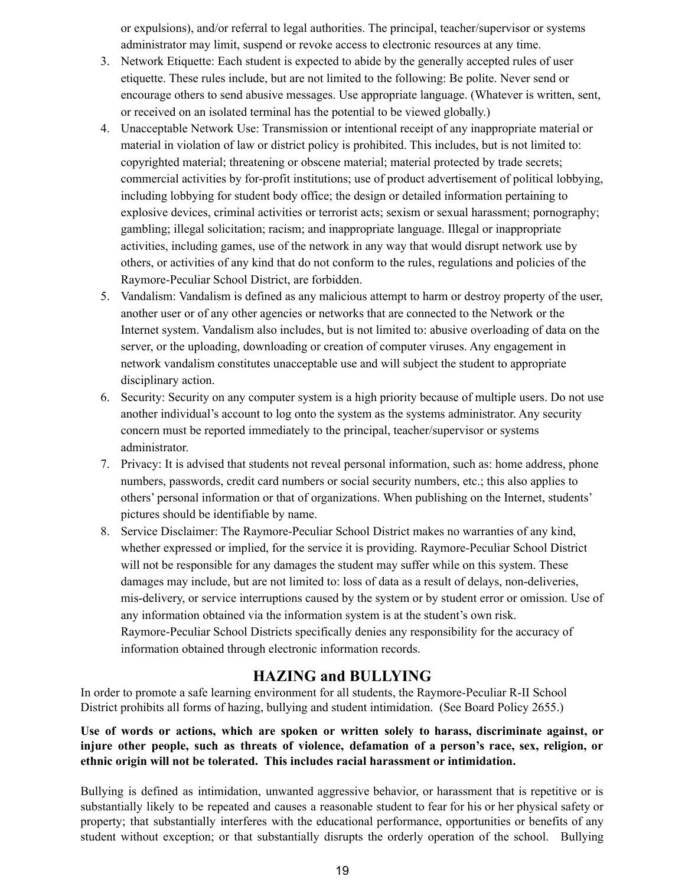or expulsions), and/or referral to legal authorities. The principal, teacher/supervisor or systems administrator may limit, suspend or revoke access to electronic resources at any time.

3. Network Etiquette: Each student is expected to abide by the generally accepted rules of user etiquette. These rules include, but are not limited to the following: Be polite. Never send or encourage others to send abusive messages. Use appropriate language. (Whatever is written, sent, or received on an isolated terminal has the potential to be viewed globally.)
4. Unacceptable Network Use: Transmission or intentional receipt of any inappropriate material or material in violation of law or district policy is prohibited. This includes, but is not limited to: copyrighted material; threatening or obscene material; material protected by trade secrets; commercial activities by for-profit institutions; use of product advertisement of political lobbying, including lobbying for student body office; the design or detailed information pertaining to explosive devices, criminal activities or terrorist acts; sexism or sexual harassment; pornography; gambling; illegal solicitation; racism; and inappropriate language. Illegal or inappropriate activities, including games, use of the network in any way that would disrupt network use by others, or activities of any kind that do not conform to the rules, regulations and policies of the Raymore-Peculiar School District, are forbidden.
5. Vandalism: Vandalism is defined as any malicious attempt to harm or destroy property of the user, another user or of any other agencies or networks that are connected to the Network or the Internet system. Vandalism also includes, but is not limited to: abusive overloading of data on the server, or the uploading, downloading or creation of computer viruses. Any engagement in network vandalism constitutes unacceptable use and will subject the student to appropriate disciplinary action.
6. Security: Security on any computer system is a high priority because of multiple users. Do not use another individual's account to log onto the system as the systems administrator. Any security concern must be reported immediately to the principal, teacher/supervisor or systems administrator.
7. Privacy: It is advised that students not reveal personal information, such as: home address, phone numbers, passwords, credit card numbers or social security numbers, etc.; this also applies to others' personal information or that of organizations. When publishing on the Internet, students' pictures should be identifiable by name.
8. Service Disclaimer: The Raymore-Peculiar School District makes no warranties of any kind, whether expressed or implied, for the service it is providing. Raymore-Peculiar School District will not be responsible for any damages the student may suffer while on this system. These damages may include, but are not limited to: loss of data as a result of delays, non-deliveries, mis-delivery, or service interruptions caused by the system or by student error or omission. Use of any information obtained via the information system is at the student's own risk. Raymore-Peculiar School Districts specifically denies any responsibility for the accuracy of information obtained through electronic information records.

## HAZING and BULLYING

In order to promote a safe learning environment for all students, the Raymore-Peculiar R-II School District prohibits all forms of hazing, bullying and student intimidation. (See Board Policy 2655.)

**Use of words or actions, which are spoken or written solely to harass, discriminate against, or injure other people, such as threats of violence, defamation of a person's race, sex, religion, or ethnic origin will not be tolerated. This includes racial harassment or intimidation.**

Bullying is defined as intimidation, unwanted aggressive behavior, or harassment that is repetitive or is substantially likely to be repeated and causes a reasonable student to fear for his or her physical safety or property; that substantially interferes with the educational performance, opportunities or benefits of any student without exception; or that substantially disrupts the orderly operation of the school. Bullying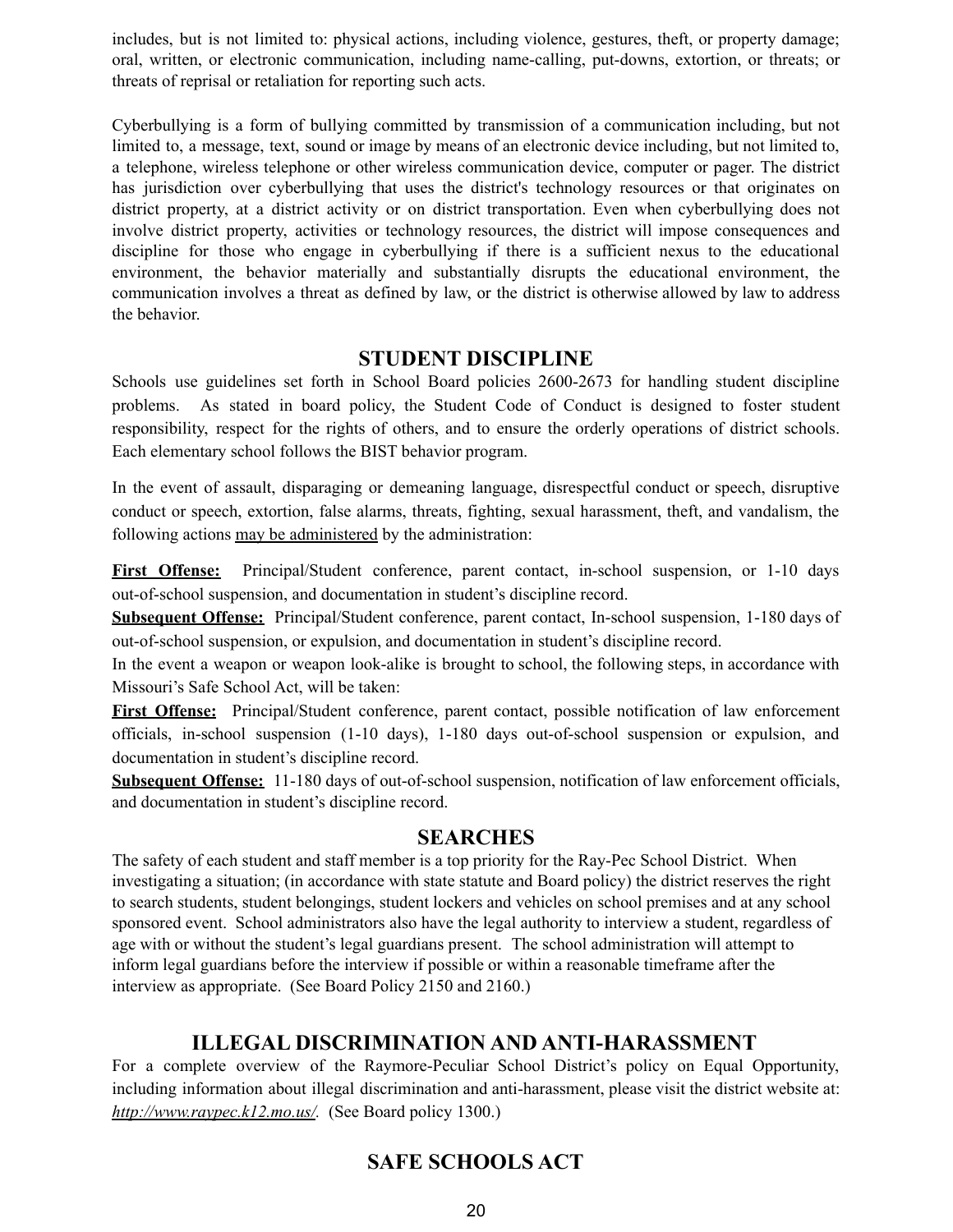includes, but is not limited to: physical actions, including violence, gestures, theft, or property damage; oral, written, or electronic communication, including name-calling, put-downs, extortion, or threats; or threats of reprisal or retaliation for reporting such acts.

Cyberbullying is a form of bullying committed by transmission of a communication including, but not limited to, a message, text, sound or image by means of an electronic device including, but not limited to, a telephone, wireless telephone or other wireless communication device, computer or pager. The district has jurisdiction over cyberbullying that uses the district's technology resources or that originates on district property, at a district activity or on district transportation. Even when cyberbullying does not involve district property, activities or technology resources, the district will impose consequences and discipline for those who engage in cyberbullying if there is a sufficient nexus to the educational environment, the behavior materially and substantially disrupts the educational environment, the communication involves a threat as defined by law, or the district is otherwise allowed by law to address the behavior.

## STUDENT DISCIPLINE

Schools use guidelines set forth in School Board policies 2600-2673 for handling student discipline problems. As stated in board policy, the Student Code of Conduct is designed to foster student responsibility, respect for the rights of others, and to ensure the orderly operations of district schools. Each elementary school follows the BIST behavior program.

In the event of assault, disparaging or demeaning language, disrespectful conduct or speech, disruptive conduct or speech, extortion, false alarms, threats, fighting, sexual harassment, theft, and vandalism, the following actions <u>may be administered</u> by the administration:

**<u>First Offense:</u>** Principal/Student conference, parent contact, in-school suspension, or 1-10 days out-of-school suspension, and documentation in student's discipline record.

**<u>Subsequent Offense:</u>** Principal/Student conference, parent contact, In-school suspension, 1-180 days of out-of-school suspension, or expulsion, and documentation in student's discipline record.

In the event a weapon or weapon look-alike is brought to school, the following steps, in accordance with Missouri's Safe School Act, will be taken:

**<u>First Offense:</u>** Principal/Student conference, parent contact, possible notification of law enforcement officials, in-school suspension (1-10 days), 1-180 days out-of-school suspension or expulsion, and documentation in student's discipline record.

**<u>Subsequent Offense:</u>** 11-180 days of out-of-school suspension, notification of law enforcement officials, and documentation in student's discipline record.

## SEARCHES

The safety of each student and staff member is a top priority for the Ray-Pec School District. When investigating a situation; (in accordance with state statute and Board policy) the district reserves the right to search students, student belongings, student lockers and vehicles on school premises and at any school sponsored event. School administrators also have the legal authority to interview a student, regardless of age with or without the student's legal guardians present. The school administration will attempt to inform legal guardians before the interview if possible or within a reasonable timeframe after the interview as appropriate. (See Board Policy 2150 and 2160.)

## ILLEGAL DISCRIMINATION AND ANTI-HARASSMENT

For a complete overview of the Raymore-Peculiar School District's policy on Equal Opportunity, including information about illegal discrimination and anti-harassment, please visit the district website at: *<u>http://www.raypec.k12.mo.us/</u>*. (See Board policy 1300.)

## SAFE SCHOOLS ACT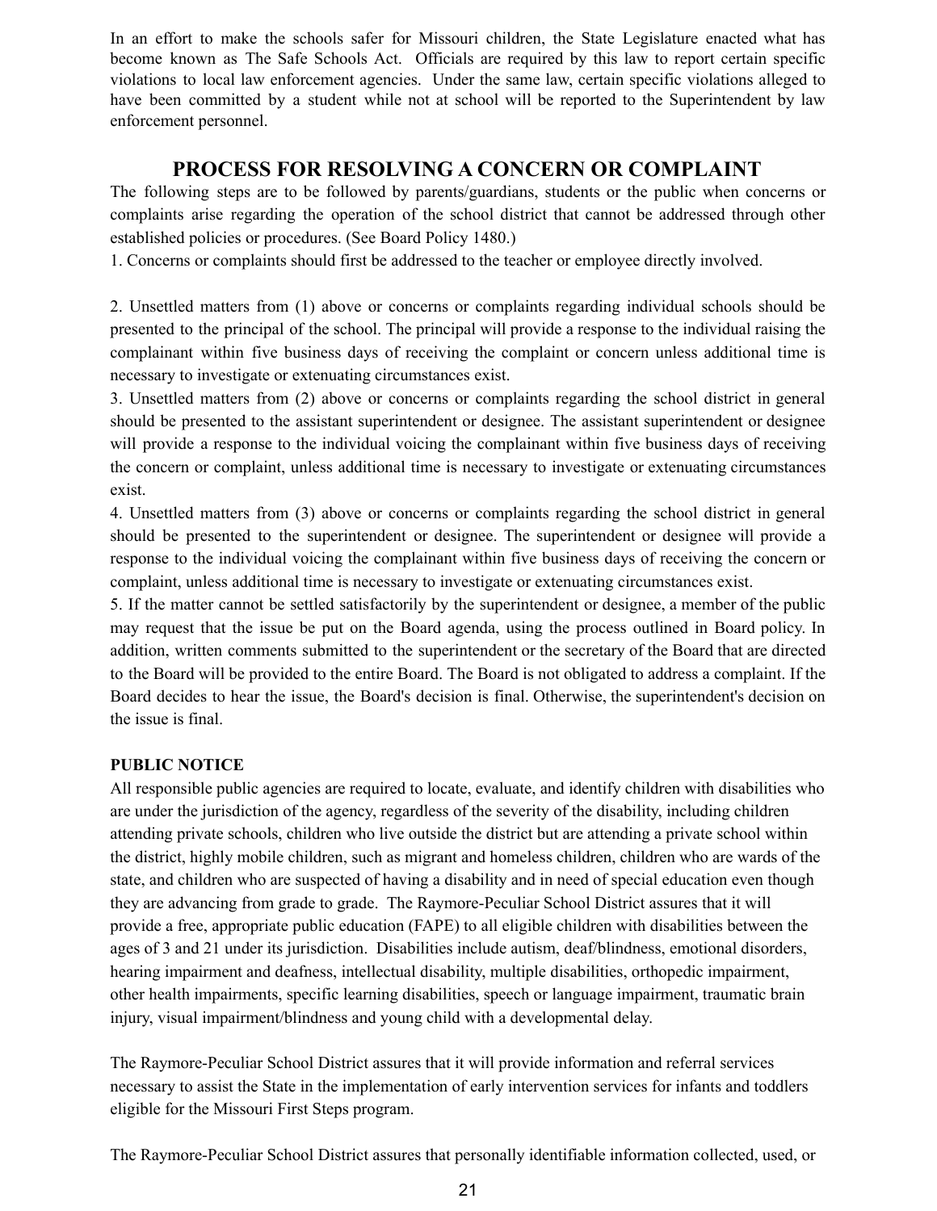In an effort to make the schools safer for Missouri children, the State Legislature enacted what has become known as The Safe Schools Act. Officials are required by this law to report certain specific violations to local law enforcement agencies. Under the same law, certain specific violations alleged to have been committed by a student while not at school will be reported to the Superintendent by law enforcement personnel.

## PROCESS FOR RESOLVING A CONCERN OR COMPLAINT

The following steps are to be followed by parents/guardians, students or the public when concerns or complaints arise regarding the operation of the school district that cannot be addressed through other established policies or procedures. (See Board Policy 1480.)

1. Concerns or complaints should first be addressed to the teacher or employee directly involved.

2. Unsettled matters from (1) above or concerns or complaints regarding individual schools should be presented to the principal of the school. The principal will provide a response to the individual raising the complainant within five business days of receiving the complaint or concern unless additional time is necessary to investigate or extenuating circumstances exist.
3. Unsettled matters from (2) above or concerns or complaints regarding the school district in general should be presented to the assistant superintendent or designee. The assistant superintendent or designee will provide a response to the individual voicing the complainant within five business days of receiving the concern or complaint, unless additional time is necessary to investigate or extenuating circumstances exist.
4. Unsettled matters from (3) above or concerns or complaints regarding the school district in general should be presented to the superintendent or designee. The superintendent or designee will provide a response to the individual voicing the complainant within five business days of receiving the concern or complaint, unless additional time is necessary to investigate or extenuating circumstances exist.
5. If the matter cannot be settled satisfactorily by the superintendent or designee, a member of the public may request that the issue be put on the Board agenda, using the process outlined in Board policy. In addition, written comments submitted to the superintendent or the secretary of the Board that are directed to the Board will be provided to the entire Board. The Board is not obligated to address a complaint. If the Board decides to hear the issue, the Board's decision is final. Otherwise, the superintendent's decision on the issue is final.

**PUBLIC NOTICE**

All responsible public agencies are required to locate, evaluate, and identify children with disabilities who are under the jurisdiction of the agency, regardless of the severity of the disability, including children attending private schools, children who live outside the district but are attending a private school within the district, highly mobile children, such as migrant and homeless children, children who are wards of the state, and children who are suspected of having a disability and in need of special education even though they are advancing from grade to grade. The Raymore-Peculiar School District assures that it will provide a free, appropriate public education (FAPE) to all eligible children with disabilities between the ages of 3 and 21 under its jurisdiction. Disabilities include autism, deaf/blindness, emotional disorders, hearing impairment and deafness, intellectual disability, multiple disabilities, orthopedic impairment, other health impairments, specific learning disabilities, speech or language impairment, traumatic brain injury, visual impairment/blindness and young child with a developmental delay.

The Raymore-Peculiar School District assures that it will provide information and referral services necessary to assist the State in the implementation of early intervention services for infants and toddlers eligible for the Missouri First Steps program.

The Raymore-Peculiar School District assures that personally identifiable information collected, used, or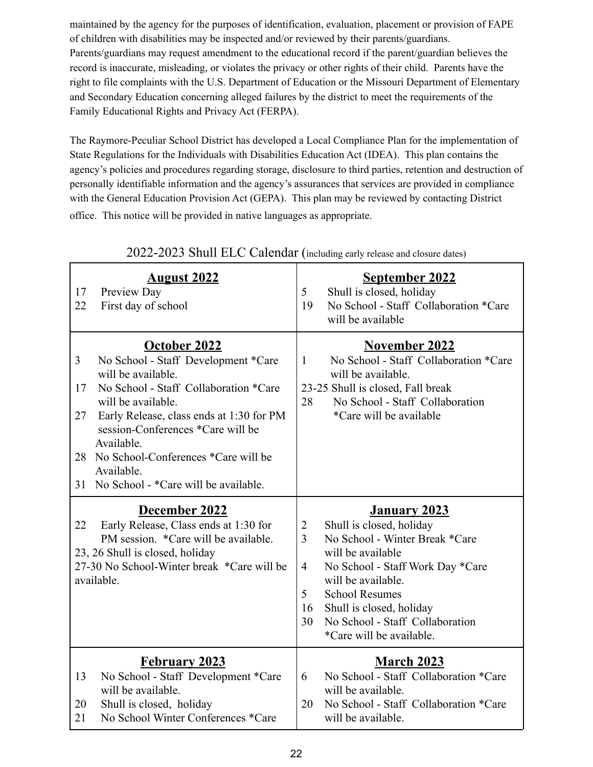maintained by the agency for the purposes of identification, evaluation, placement or provision of FAPE of children with disabilities may be inspected and/or reviewed by their parents/guardians. Parents/guardians may request amendment to the educational record if the parent/guardian believes the record is inaccurate, misleading, or violates the privacy or other rights of their child. Parents have the right to file complaints with the U.S. Department of Education or the Missouri Department of Elementary and Secondary Education concerning alleged failures by the district to meet the requirements of the Family Educational Rights and Privacy Act (FERPA).

The Raymore-Peculiar School District has developed a Local Compliance Plan for the implementation of State Regulations for the Individuals with Disabilities Education Act (IDEA). This plan contains the agency's policies and procedures regarding storage, disclosure to third parties, retention and destruction of personally identifiable information and the agency's assurances that services are provided in compliance with the General Education Provision Act (GEPA). This plan may be reviewed by contacting District office. This notice will be provided in native languages as appropriate.

## 2022-2023 Shull ELC Calendar (including early release and closure dates)

| **August 2022** | **September 2022** |
|---|---|
| 17 Preview Day<br>22 First day of school | 5 Shull is closed, holiday<br>19 No School - Staff Collaboration *Care will be available |
| **October 2022** | **November 2022** |
| 3 No School - Staff Development *Care will be available.<br>17 No School - Staff Collaboration *Care will be available.<br>27 Early Release, class ends at 1:30 for PM session-Conferences *Care will be Available.<br>28 No School-Conferences *Care will be Available.<br>31 No School - *Care will be available. | 1 No School - Staff Collaboration *Care will be available.<br>23-25 Shull is closed, Fall break<br>28 No School - Staff Collaboration *Care will be available |
| **December 2022** | **January 2023** |
| 22 Early Release, Class ends at 1:30 for PM session. *Care will be available.<br>23, 26 Shull is closed, holiday<br>27-30 No School-Winter break *Care will be available. | 2 Shull is closed, holiday<br>3 No School - Winter Break *Care will be available<br>4 No School - Staff Work Day *Care will be available.<br>5 School Resumes<br>16 Shull is closed, holiday<br>30 No School - Staff Collaboration *Care will be available. |
| **February 2023** | **March 2023** |
| 13 No School - Staff Development *Care will be available.<br>20 Shull is closed, holiday<br>21 No School Winter Conferences *Care | 6 No School - Staff Collaboration *Care will be available.<br>20 No School - Staff Collaboration *Care will be available. |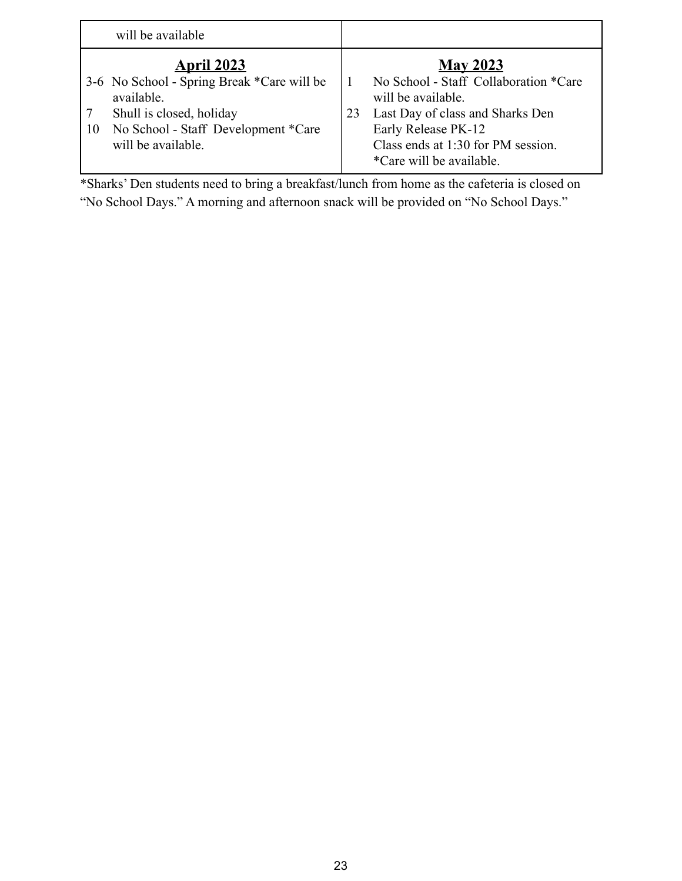| | |
|---|---|
| will be available | |
| **April 2023**<br>3-6 No School - Spring Break *Care will be available.<br>7 Shull is closed, holiday<br>10 No School - Staff Development *Care will be available. | **May 2023**<br>1 No School - Staff Collaboration *Care will be available.<br>23 Last Day of class and Sharks Den Early Release PK-12<br>Class ends at 1:30 for PM session.<br>*Care will be available. |

*Sharks' Den students need to bring a breakfast/lunch from home as the cafeteria is closed on "No School Days." A morning and afternoon snack will be provided on "No School Days."